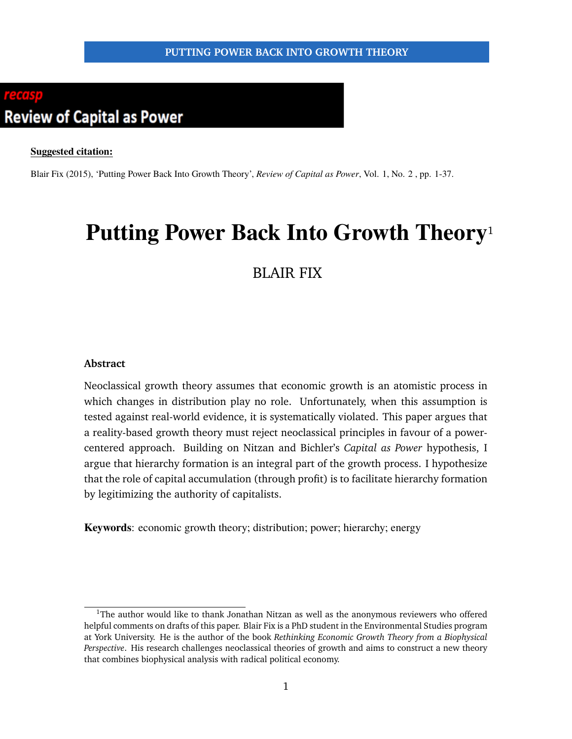**Suggested citation:**

Blair Fix (2015), 'Putting Power Back Into Growth Theory', *Review of Capital as Power*, Vol. 1, No. 2 , pp. 1-37.

# Putting Power Back Into Growth Theory[1]

BLAIR FIX

### Abstract

Neoclassical growth theory assumes that economic growth is an atomistic process in which changes in distribution play no role. Unfortunately, when this assumption is tested against real-world evidence, it is systematically violated. This paper argues that a reality-based growth theory must reject neoclassical principles in favour of a power-centered approach. Building on Nitzan and Bichler's *Capital as Power* hypothesis, I argue that hierarchy formation is an integral part of the growth process. I hypothesize that the role of capital accumulation (through profit) is to facilitate hierarchy formation by legitimizing the authority of capitalists.

**Keywords**: economic growth theory; distribution; power; hierarchy; energy

[1] The author would like to thank Jonathan Nitzan as well as the anonymous reviewers who offered helpful comments on drafts of this paper. Blair Fix is a PhD student in the Environmental Studies program at York University. He is the author of the book *Rethinking Economic Growth Theory from a Biophysical Perspective*. His research challenges neoclassical theories of growth and aims to construct a new theory that combines biophysical analysis with radical political economy.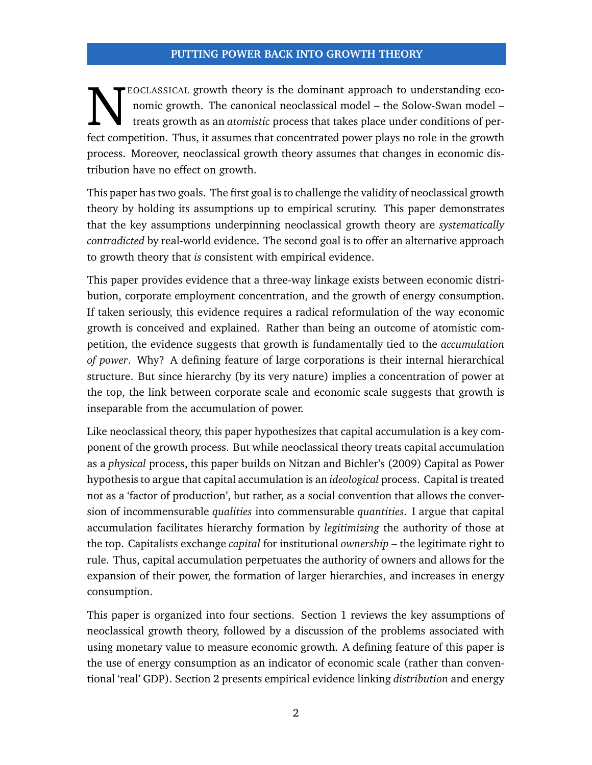## PUTTING POWER BACK INTO GROWTH THEORY

Neoclassical growth theory is the dominant approach to understanding economic growth. The canonical neoclassical model – the Solow-Swan model – treats growth as an *atomistic* process that takes place under conditions of perfect competition. Thus, it assumes that concentrated power plays no role in the growth process. Moreover, neoclassical growth theory assumes that changes in economic distribution have no effect on growth.

This paper has two goals. The first goal is to challenge the validity of neoclassical growth theory by holding its assumptions up to empirical scrutiny. This paper demonstrates that the key assumptions underpinning neoclassical growth theory are *systematically contradicted* by real-world evidence. The second goal is to offer an alternative approach to growth theory that *is* consistent with empirical evidence.

This paper provides evidence that a three-way linkage exists between economic distribution, corporate employment concentration, and the growth of energy consumption. If taken seriously, this evidence requires a radical reformulation of the way economic growth is conceived and explained. Rather than being an outcome of atomistic competition, the evidence suggests that growth is fundamentally tied to the *accumulation of power*. Why? A defining feature of large corporations is their internal hierarchical structure. But since hierarchy (by its very nature) implies a concentration of power at the top, the link between corporate scale and economic scale suggests that growth is inseparable from the accumulation of power.

Like neoclassical theory, this paper hypothesizes that capital accumulation is a key component of the growth process. But while neoclassical theory treats capital accumulation as a *physical* process, this paper builds on Nitzan and Bichler's (2009) Capital as Power hypothesis to argue that capital accumulation is an *ideological* process. Capital is treated not as a 'factor of production', but rather, as a social convention that allows the conversion of incommensurable *qualities* into commensurable *quantities*. I argue that capital accumulation facilitates hierarchy formation by *legitimizing* the authority of those at the top. Capitalists exchange *capital* for institutional *ownership* – the legitimate right to rule. Thus, capital accumulation perpetuates the authority of owners and allows for the expansion of their power, the formation of larger hierarchies, and increases in energy consumption.

This paper is organized into four sections. Section 1 reviews the key assumptions of neoclassical growth theory, followed by a discussion of the problems associated with using monetary value to measure economic growth. A defining feature of this paper is the use of energy consumption as an indicator of economic scale (rather than conventional 'real' GDP). Section 2 presents empirical evidence linking *distribution* and energy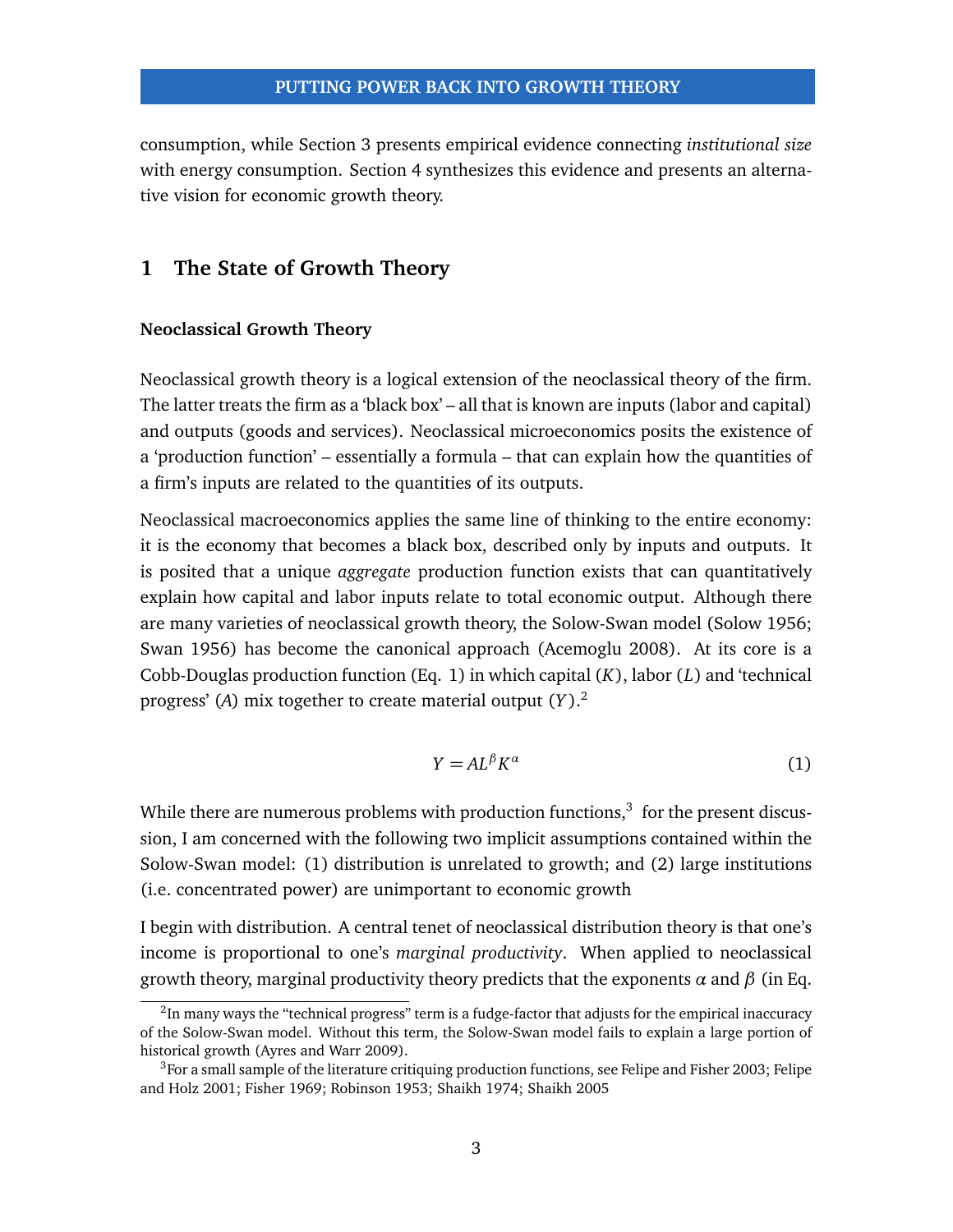consumption, while Section 3 presents empirical evidence connecting *institutional size* with energy consumption. Section 4 synthesizes this evidence and presents an alternative vision for economic growth theory.

## 1 The State of Growth Theory

### Neoclassical Growth Theory

Neoclassical growth theory is a logical extension of the neoclassical theory of the firm. The latter treats the firm as a 'black box' – all that is known are inputs (labor and capital) and outputs (goods and services). Neoclassical microeconomics posits the existence of a 'production function' – essentially a formula – that can explain how the quantities of a firm's inputs are related to the quantities of its outputs.

Neoclassical macroeconomics applies the same line of thinking to the entire economy: it is the economy that becomes a black box, described only by inputs and outputs. It is posited that a unique *aggregate* production function exists that can quantitatively explain how capital and labor inputs relate to total economic output. Although there are many varieties of neoclassical growth theory, the Solow-Swan model (Solow 1956; Swan 1956) has become the canonical approach (Acemoglu 2008). At its core is a Cobb-Douglas production function (Eq. 1) in which capital ($K$), labor ($L$) and 'technical progress' ($A$) mix together to create material output ($Y$).[2]

$$Y = AL^{\beta}K^{\alpha} \tag{1}$$

While there are numerous problems with production functions,[3] for the present discussion, I am concerned with the following two implicit assumptions contained within the Solow-Swan model: (1) distribution is unrelated to growth; and (2) large institutions (i.e. concentrated power) are unimportant to economic growth

I begin with distribution. A central tenet of neoclassical distribution theory is that one's income is proportional to one's *marginal productivity*. When applied to neoclassical growth theory, marginal productivity theory predicts that the exponents $\alpha$ and $\beta$ (in Eq.

[2] In many ways the "technical progress" term is a fudge-factor that adjusts for the empirical inaccuracy of the Solow-Swan model. Without this term, the Solow-Swan model fails to explain a large portion of historical growth (Ayres and Warr 2009).

[3] For a small sample of the literature critiquing production functions, see Felipe and Fisher 2003; Felipe and Holz 2001; Fisher 1969; Robinson 1953; Shaikh 1974; Shaikh 2005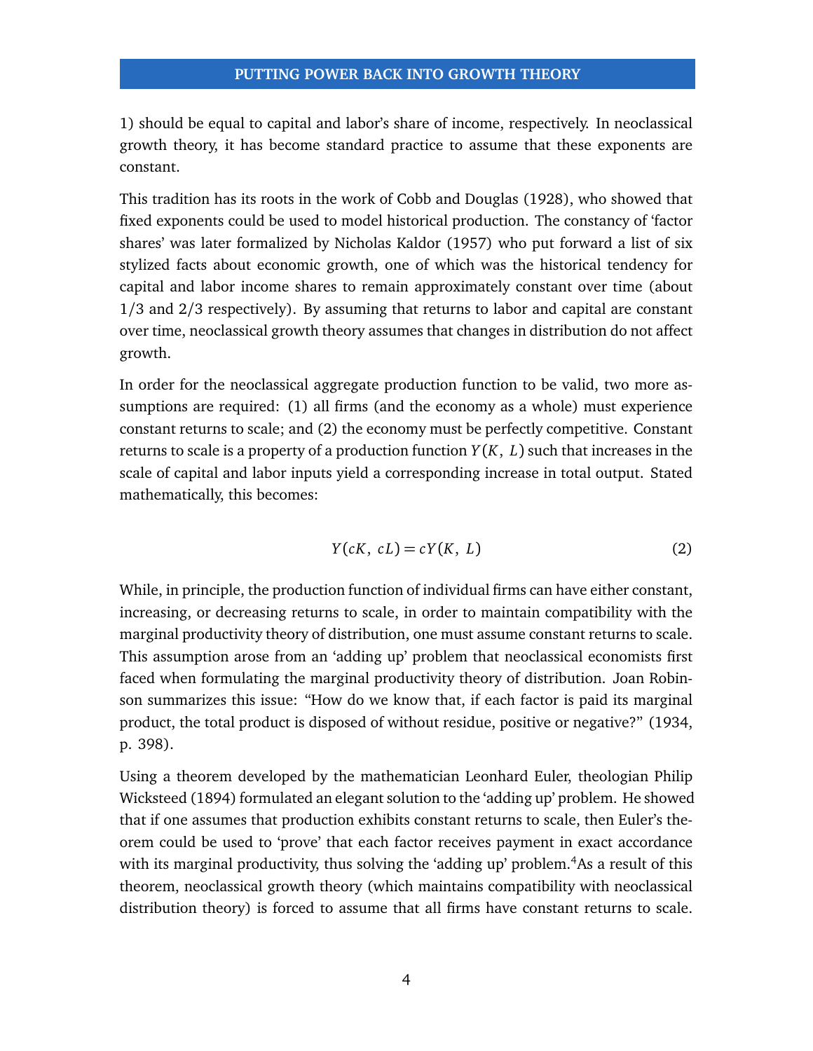1) should be equal to capital and labor's share of income, respectively. In neoclassical growth theory, it has become standard practice to assume that these exponents are constant.

This tradition has its roots in the work of Cobb and Douglas (1928), who showed that fixed exponents could be used to model historical production. The constancy of 'factor shares' was later formalized by Nicholas Kaldor (1957) who put forward a list of six stylized facts about economic growth, one of which was the historical tendency for capital and labor income shares to remain approximately constant over time (about 1/3 and 2/3 respectively). By assuming that returns to labor and capital are constant over time, neoclassical growth theory assumes that changes in distribution do not affect growth.

In order for the neoclassical aggregate production function to be valid, two more assumptions are required: (1) all firms (and the economy as a whole) must experience constant returns to scale; and (2) the economy must be perfectly competitive. Constant returns to scale is a property of a production function $Y(K, L)$ such that increases in the scale of capital and labor inputs yield a corresponding increase in total output. Stated mathematically, this becomes:

$$Y(cK, cL) = cY(K, L) \tag{2}$$

While, in principle, the production function of individual firms can have either constant, increasing, or decreasing returns to scale, in order to maintain compatibility with the marginal productivity theory of distribution, one must assume constant returns to scale. This assumption arose from an 'adding up' problem that neoclassical economists first faced when formulating the marginal productivity theory of distribution. Joan Robinson summarizes this issue: "How do we know that, if each factor is paid its marginal product, the total product is disposed of without residue, positive or negative?" (1934, p. 398).

Using a theorem developed by the mathematician Leonhard Euler, theologian Philip Wicksteed (1894) formulated an elegant solution to the 'adding up' problem. He showed that if one assumes that production exhibits constant returns to scale, then Euler's theorem could be used to 'prove' that each factor receives payment in exact accordance with its marginal productivity, thus solving the 'adding up' problem.[4] As a result of this theorem, neoclassical growth theory (which maintains compatibility with neoclassical distribution theory) is forced to assume that all firms have constant returns to scale.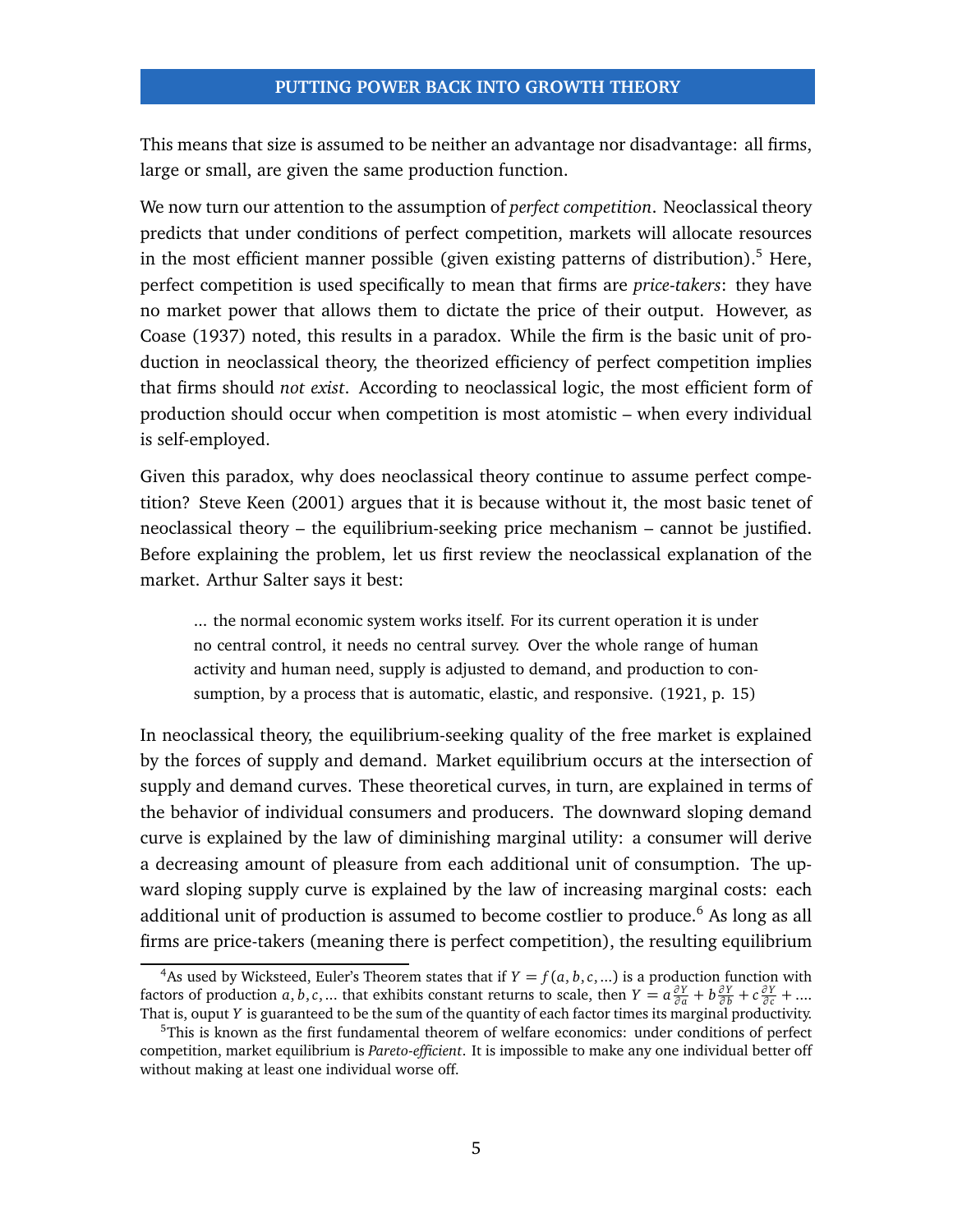This means that size is assumed to be neither an advantage nor disadvantage: all firms, large or small, are given the same production function.

We now turn our attention to the assumption of *perfect competition*. Neoclassical theory predicts that under conditions of perfect competition, markets will allocate resources in the most efficient manner possible (given existing patterns of distribution).[5] Here, perfect competition is used specifically to mean that firms are *price-takers*: they have no market power that allows them to dictate the price of their output. However, as Coase (1937) noted, this results in a paradox. While the firm is the basic unit of production in neoclassical theory, the theorized efficiency of perfect competition implies that firms should *not exist*. According to neoclassical logic, the most efficient form of production should occur when competition is most atomistic – when every individual is self-employed.

Given this paradox, why does neoclassical theory continue to assume perfect competition? Steve Keen (2001) argues that it is because without it, the most basic tenet of neoclassical theory – the equilibrium-seeking price mechanism – cannot be justified. Before explaining the problem, let us first review the neoclassical explanation of the market. Arthur Salter says it best:

> ... the normal economic system works itself. For its current operation it is under no central control, it needs no central survey. Over the whole range of human activity and human need, supply is adjusted to demand, and production to consumption, by a process that is automatic, elastic, and responsive. (1921, p. 15)

In neoclassical theory, the equilibrium-seeking quality of the free market is explained by the forces of supply and demand. Market equilibrium occurs at the intersection of supply and demand curves. These theoretical curves, in turn, are explained in terms of the behavior of individual consumers and producers. The downward sloping demand curve is explained by the law of diminishing marginal utility: a consumer will derive a decreasing amount of pleasure from each additional unit of consumption. The upward sloping supply curve is explained by the law of increasing marginal costs: each additional unit of production is assumed to become costlier to produce.[6] As long as all firms are price-takers (meaning there is perfect competition), the resulting equilibrium

---

[4] As used by Wicksteed, Euler's Theorem states that if $Y = f(a, b, c, ...)$ is a production function with factors of production $a, b, c, ...$ that exhibits constant returns to scale, then $Y = a\frac{\partial Y}{\partial a} + b\frac{\partial Y}{\partial b} + c\frac{\partial Y}{\partial c} + ....$ That is, ouput $Y$ is guaranteed to be the sum of the quantity of each factor times its marginal productivity.

[5] This is known as the first fundamental theorem of welfare economics: under conditions of perfect competition, market equilibrium is *Pareto-efficient*. It is impossible to make any one individual better off without making at least one individual worse off.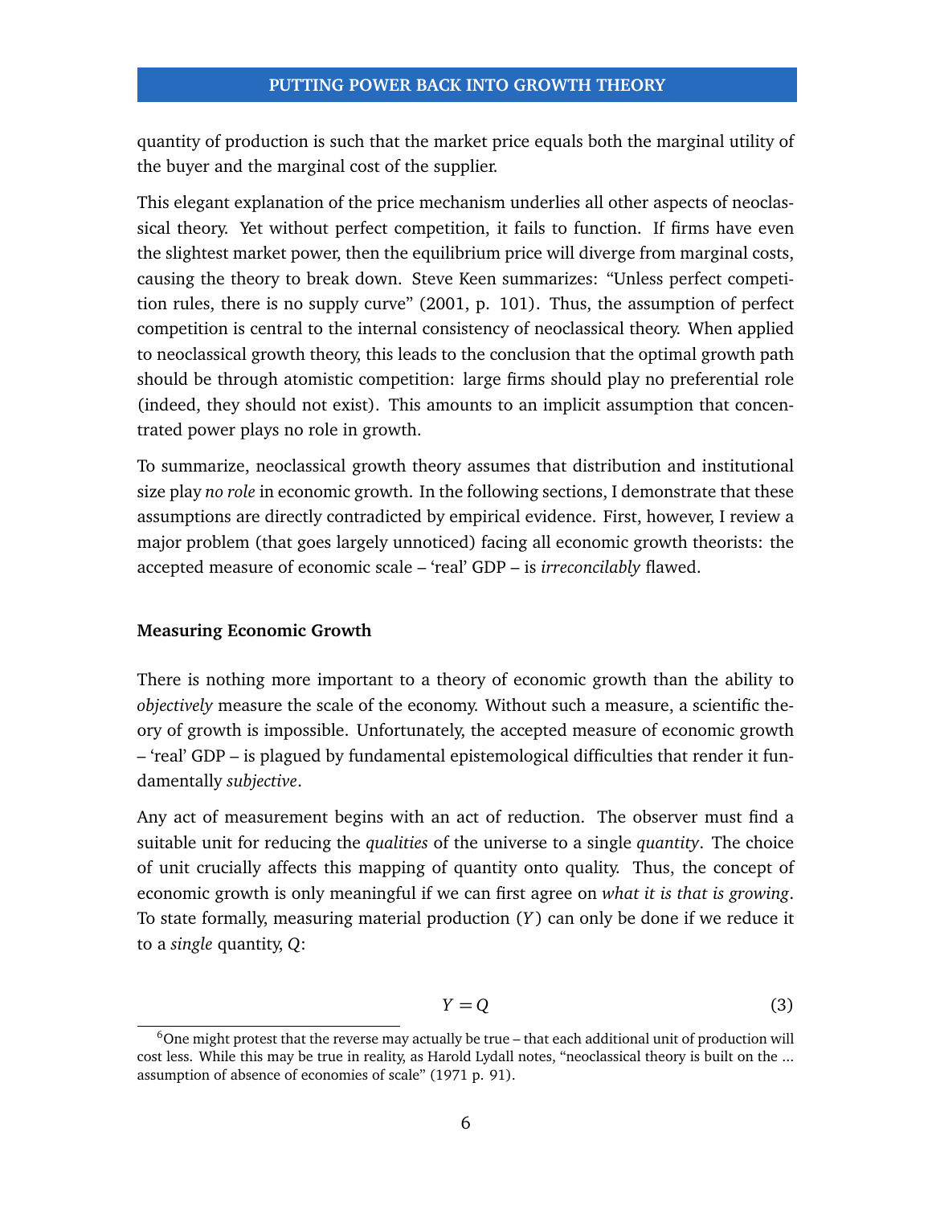quantity of production is such that the market price equals both the marginal utility of the buyer and the marginal cost of the supplier.

This elegant explanation of the price mechanism underlies all other aspects of neoclassical theory. Yet without perfect competition, it fails to function. If firms have even the slightest market power, then the equilibrium price will diverge from marginal costs, causing the theory to break down. Steve Keen summarizes: "Unless perfect competition rules, there is no supply curve" (2001, p. 101). Thus, the assumption of perfect competition is central to the internal consistency of neoclassical theory. When applied to neoclassical growth theory, this leads to the conclusion that the optimal growth path should be through atomistic competition: large firms should play no preferential role (indeed, they should not exist). This amounts to an implicit assumption that concentrated power plays no role in growth.

To summarize, neoclassical growth theory assumes that distribution and institutional size play *no role* in economic growth. In the following sections, I demonstrate that these assumptions are directly contradicted by empirical evidence. First, however, I review a major problem (that goes largely unnoticed) facing all economic growth theorists: the accepted measure of economic scale – 'real' GDP – is *irreconcilably* flawed.

### Measuring Economic Growth

There is nothing more important to a theory of economic growth than the ability to *objectively* measure the scale of the economy. Without such a measure, a scientific theory of growth is impossible. Unfortunately, the accepted measure of economic growth – 'real' GDP – is plagued by fundamental epistemological difficulties that render it fundamentally *subjective*.

Any act of measurement begins with an act of reduction. The observer must find a suitable unit for reducing the *qualities* of the universe to a single *quantity*. The choice of unit crucially affects this mapping of quantity onto quality. Thus, the concept of economic growth is only meaningful if we can first agree on *what it is that is growing*. To state formally, measuring material production ($Y$) can only be done if we reduce it to a *single* quantity, $Q$:

$$Y = Q \tag{3}$$

[6] One might protest that the reverse may actually be true – that each additional unit of production will cost less. While this may be true in reality, as Harold Lydall notes, "neoclassical theory is built on the ... assumption of absence of economies of scale" (1971 p. 91).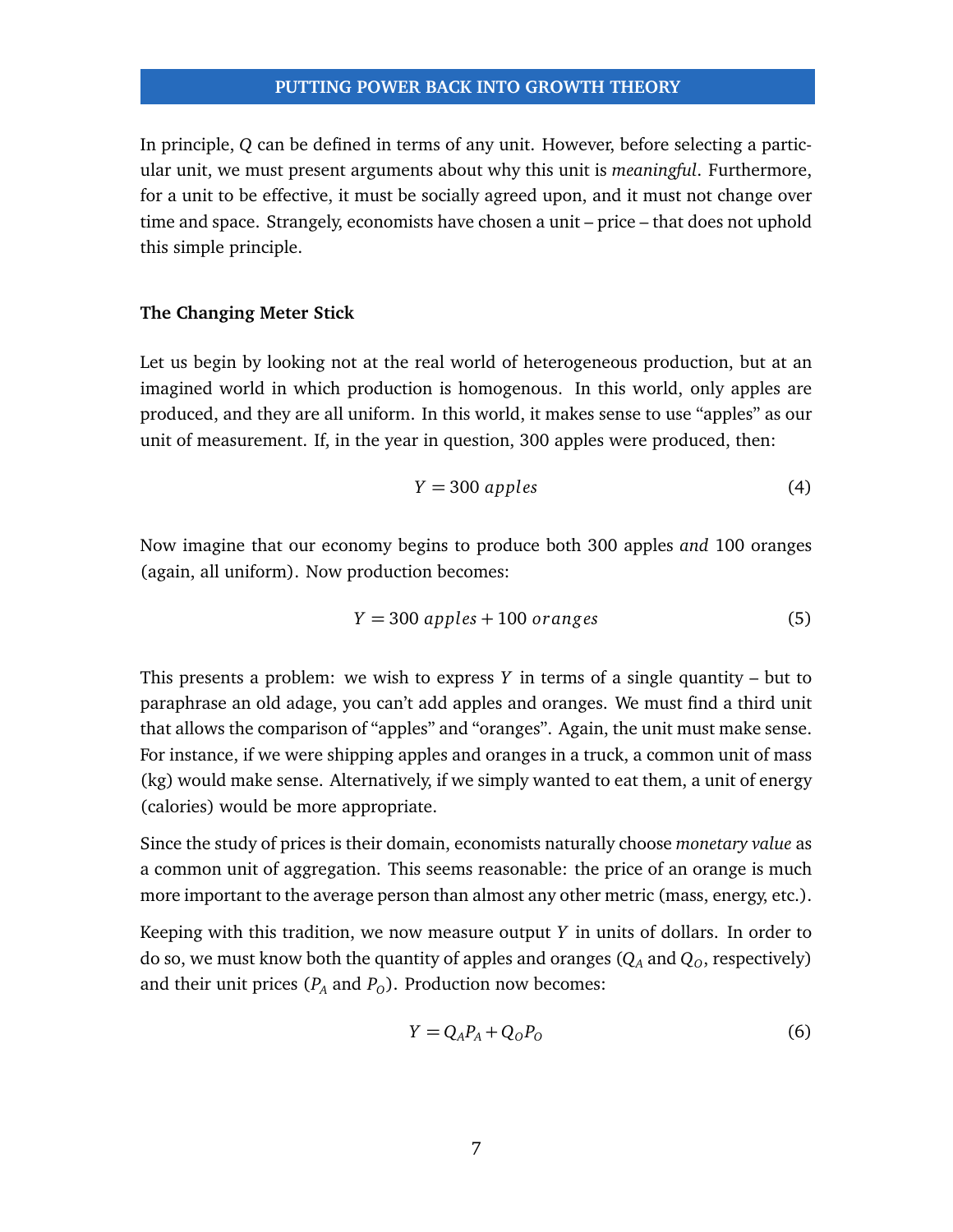In principle, $Q$ can be defined in terms of any unit. However, before selecting a particular unit, we must present arguments about why this unit is *meaningful*. Furthermore, for a unit to be effective, it must be socially agreed upon, and it must not change over time and space. Strangely, economists have chosen a unit – price – that does not uphold this simple principle.

### The Changing Meter Stick

Let us begin by looking not at the real world of heterogeneous production, but at an imagined world in which production is homogenous. In this world, only apples are produced, and they are all uniform. In this world, it makes sense to use "apples" as our unit of measurement. If, in the year in question, 300 apples were produced, then:

$$Y = 300 \; apples \tag{4}$$

Now imagine that our economy begins to produce both 300 apples *and* 100 oranges (again, all uniform). Now production becomes:

$$Y = 300 \; apples + 100 \; oranges \tag{5}$$

This presents a problem: we wish to express $Y$ in terms of a single quantity – but to paraphrase an old adage, you can't add apples and oranges. We must find a third unit that allows the comparison of "apples" and "oranges". Again, the unit must make sense. For instance, if we were shipping apples and oranges in a truck, a common unit of mass (kg) would make sense. Alternatively, if we simply wanted to eat them, a unit of energy (calories) would be more appropriate.

Since the study of prices is their domain, economists naturally choose *monetary value* as a common unit of aggregation. This seems reasonable: the price of an orange is much more important to the average person than almost any other metric (mass, energy, etc.).

Keeping with this tradition, we now measure output $Y$ in units of dollars. In order to do so, we must know both the quantity of apples and oranges ($Q_A$ and $Q_O$, respectively) and their unit prices ($P_A$ and $P_O$). Production now becomes:

$$Y = Q_A P_A + Q_O P_O \tag{6}$$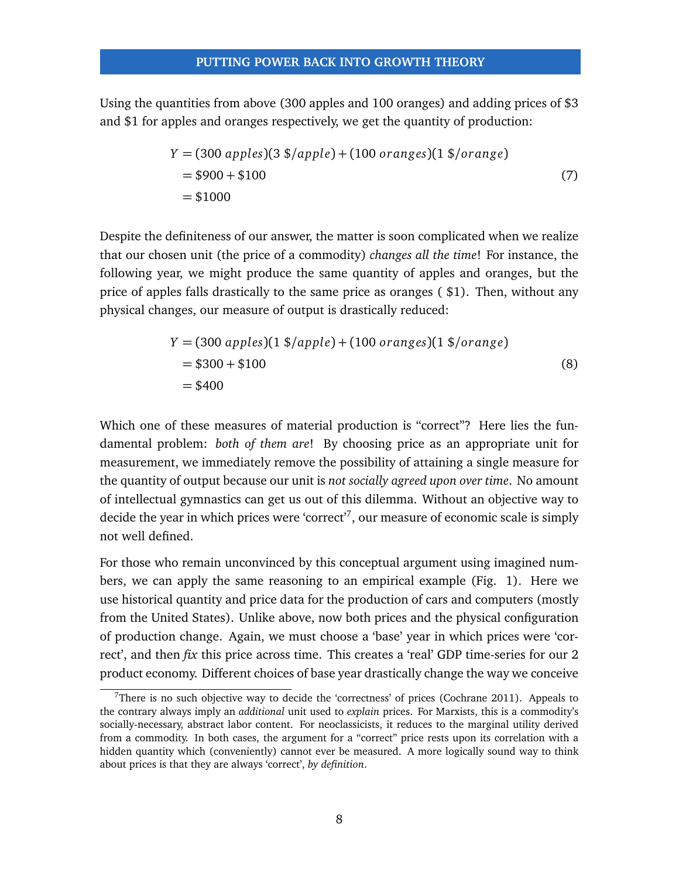Using the quantities from above (300 apples and 100 oranges) and adding prices of \$3 and \$1 for apples and oranges respectively, we get the quantity of production:

$$
\begin{aligned}
Y &= (300\ apples)(3\ \$/apple) + (100\ oranges)(1\ \$/orange) \\
&= \$900 + \$100 \\
&= \$1000
\end{aligned}
\tag{7}
$$

Despite the definiteness of our answer, the matter is soon complicated when we realize that our chosen unit (the price of a commodity) *changes all the time*! For instance, the following year, we might produce the same quantity of apples and oranges, but the price of apples falls drastically to the same price as oranges ( \$1). Then, without any physical changes, our measure of output is drastically reduced:

$$
\begin{aligned}
Y &= (300\ apples)(1\ \$/apple) + (100\ oranges)(1\ \$/orange) \\
&= \$300 + \$100 \\
&= \$400
\end{aligned}
\tag{8}
$$

Which one of these measures of material production is "correct"? Here lies the fundamental problem: *both of them are*! By choosing price as an appropriate unit for measurement, we immediately remove the possibility of attaining a single measure for the quantity of output because our unit is *not socially agreed upon over time*. No amount of intellectual gymnastics can get us out of this dilemma. Without an objective way to decide the year in which prices were 'correct'[7], our measure of economic scale is simply not well defined.

For those who remain unconvinced by this conceptual argument using imagined numbers, we can apply the same reasoning to an empirical example (Fig. 1). Here we use historical quantity and price data for the production of cars and computers (mostly from the United States). Unlike above, now both prices and the physical configuration of production change. Again, we must choose a 'base' year in which prices were 'correct', and then *fix* this price across time. This creates a 'real' GDP time-series for our 2 product economy. Different choices of base year drastically change the way we conceive

[7] There is no such objective way to decide the 'correctness' of prices (Cochrane 2011). Appeals to the contrary always imply an *additional* unit used to *explain* prices. For Marxists, this is a commodity's socially-necessary, abstract labor content. For neoclassicists, it reduces to the marginal utility derived from a commodity. In both cases, the argument for a "correct" price rests upon its correlation with a hidden quantity which (conveniently) cannot ever be measured. A more logically sound way to think about prices is that they are always 'correct', *by definition*.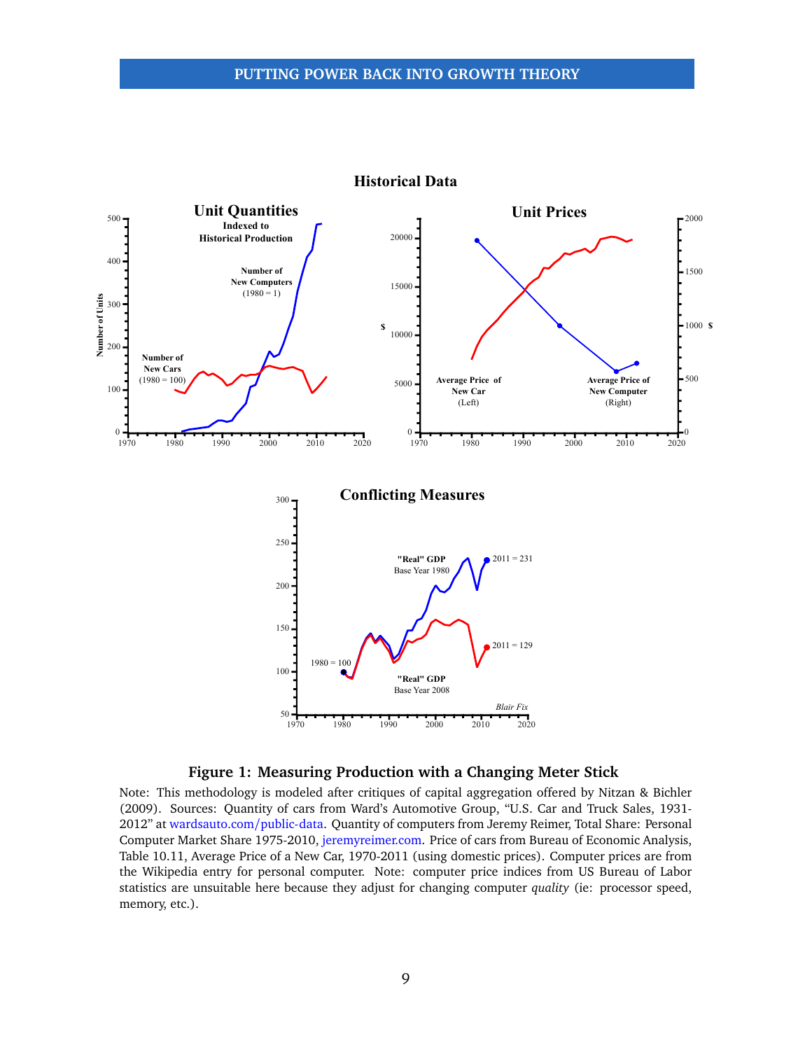**Figure 1: Measuring Production with a Changing Meter Stick**

Note: This methodology is modeled after critiques of capital aggregation offered by Nitzan & Bichler (2009). Sources: Quantity of cars from Ward's Automotive Group, "U.S. Car and Truck Sales, 1931-2012" at wardsauto.com/public-data. Quantity of computers from Jeremy Reimer, Total Share: Personal Computer Market Share 1975-2010, jeremyreimer.com. Price of cars from Bureau of Economic Analysis, Table 10.11, Average Price of a New Car, 1970-2011 (using domestic prices). Computer prices are from the Wikipedia entry for personal computer. Note: computer price indices from US Bureau of Labor statistics are unsuitable here because they adjust for changing computer *quality* (ie: processor speed, memory, etc.).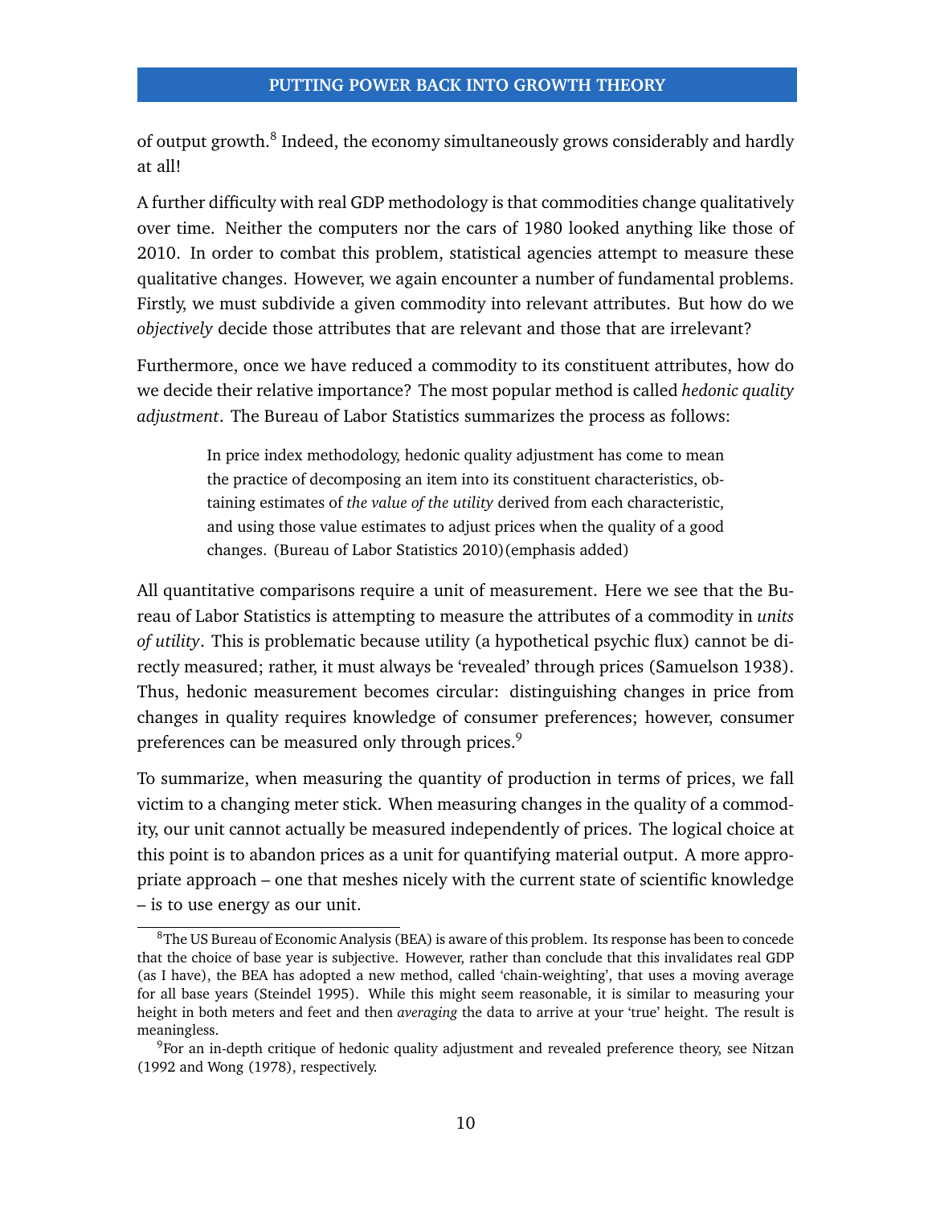of output growth.[8] Indeed, the economy simultaneously grows considerably and hardly at all!

A further difficulty with real GDP methodology is that commodities change qualitatively over time. Neither the computers nor the cars of 1980 looked anything like those of 2010. In order to combat this problem, statistical agencies attempt to measure these qualitative changes. However, we again encounter a number of fundamental problems. Firstly, we must subdivide a given commodity into relevant attributes. But how do we *objectively* decide those attributes that are relevant and those that are irrelevant?

Furthermore, once we have reduced a commodity to its constituent attributes, how do we decide their relative importance? The most popular method is called *hedonic quality adjustment*. The Bureau of Labor Statistics summarizes the process as follows:

> In price index methodology, hedonic quality adjustment has come to mean the practice of decomposing an item into its constituent characteristics, obtaining estimates of *the value of the utility* derived from each characteristic, and using those value estimates to adjust prices when the quality of a good changes. (Bureau of Labor Statistics 2010)(emphasis added)

All quantitative comparisons require a unit of measurement. Here we see that the Bureau of Labor Statistics is attempting to measure the attributes of a commodity in *units of utility*. This is problematic because utility (a hypothetical psychic flux) cannot be directly measured; rather, it must always be 'revealed' through prices (Samuelson 1938). Thus, hedonic measurement becomes circular: distinguishing changes in price from changes in quality requires knowledge of consumer preferences; however, consumer preferences can be measured only through prices.[9]

To summarize, when measuring the quantity of production in terms of prices, we fall victim to a changing meter stick. When measuring changes in the quality of a commodity, our unit cannot actually be measured independently of prices. The logical choice at this point is to abandon prices as a unit for quantifying material output. A more appropriate approach – one that meshes nicely with the current state of scientific knowledge – is to use energy as our unit.

---

[8] The US Bureau of Economic Analysis (BEA) is aware of this problem. Its response has been to concede that the choice of base year is subjective. However, rather than conclude that this invalidates real GDP (as I have), the BEA has adopted a new method, called 'chain-weighting', that uses a moving average for all base years (Steindel 1995). While this might seem reasonable, it is similar to measuring your height in both meters and feet and then *averaging* the data to arrive at your 'true' height. The result is meaningless.

[9] For an in-depth critique of hedonic quality adjustment and revealed preference theory, see Nitzan (1992 and Wong (1978), respectively.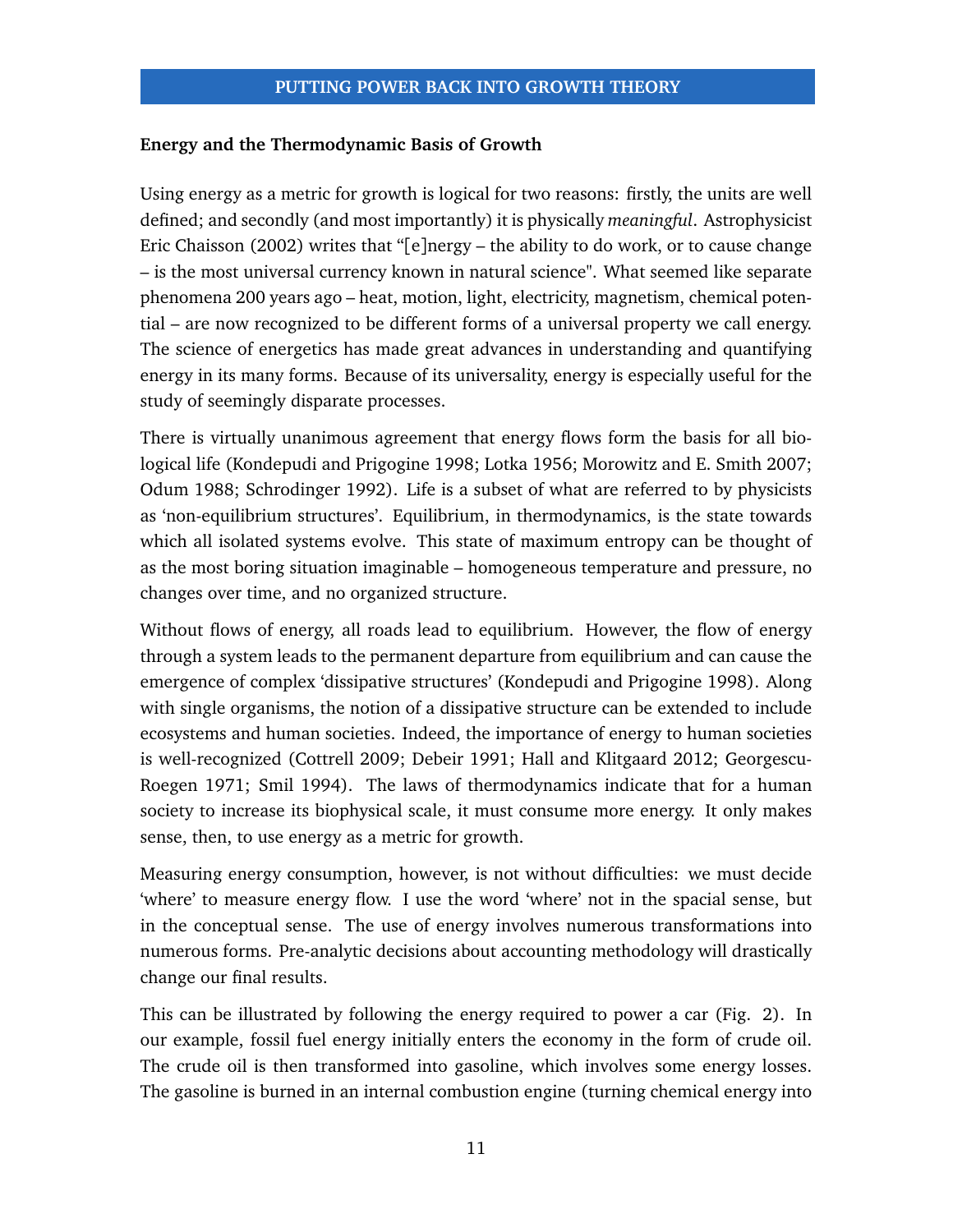## Energy and the Thermodynamic Basis of Growth

Using energy as a metric for growth is logical for two reasons: firstly, the units are well defined; and secondly (and most importantly) it is physically *meaningful*. Astrophysicist Eric Chaisson (2002) writes that "[e]nergy – the ability to do work, or to cause change – is the most universal currency known in natural science". What seemed like separate phenomena 200 years ago – heat, motion, light, electricity, magnetism, chemical potential – are now recognized to be different forms of a universal property we call energy. The science of energetics has made great advances in understanding and quantifying energy in its many forms. Because of its universality, energy is especially useful for the study of seemingly disparate processes.

There is virtually unanimous agreement that energy flows form the basis for all biological life (Kondepudi and Prigogine 1998; Lotka 1956; Morowitz and E. Smith 2007; Odum 1988; Schrodinger 1992). Life is a subset of what are referred to by physicists as 'non-equilibrium structures'. Equilibrium, in thermodynamics, is the state towards which all isolated systems evolve. This state of maximum entropy can be thought of as the most boring situation imaginable – homogeneous temperature and pressure, no changes over time, and no organized structure.

Without flows of energy, all roads lead to equilibrium. However, the flow of energy through a system leads to the permanent departure from equilibrium and can cause the emergence of complex 'dissipative structures' (Kondepudi and Prigogine 1998). Along with single organisms, the notion of a dissipative structure can be extended to include ecosystems and human societies. Indeed, the importance of energy to human societies is well-recognized (Cottrell 2009; Debeir 1991; Hall and Klitgaard 2012; Georgescu-Roegen 1971; Smil 1994). The laws of thermodynamics indicate that for a human society to increase its biophysical scale, it must consume more energy. It only makes sense, then, to use energy as a metric for growth.

Measuring energy consumption, however, is not without difficulties: we must decide 'where' to measure energy flow. I use the word 'where' not in the spacial sense, but in the conceptual sense. The use of energy involves numerous transformations into numerous forms. Pre-analytic decisions about accounting methodology will drastically change our final results.

This can be illustrated by following the energy required to power a car (Fig. 2). In our example, fossil fuel energy initially enters the economy in the form of crude oil. The crude oil is then transformed into gasoline, which involves some energy losses. The gasoline is burned in an internal combustion engine (turning chemical energy into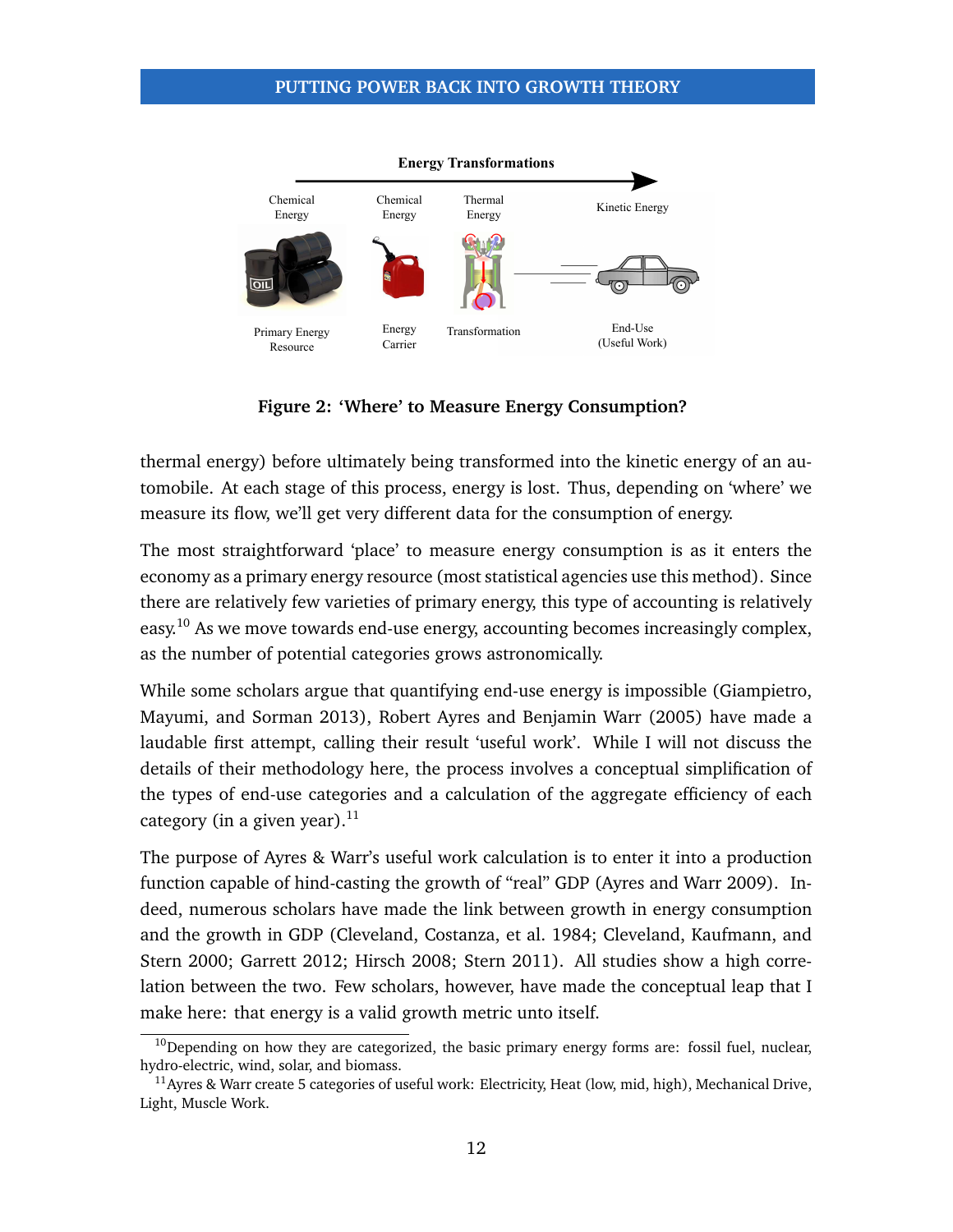**Figure 2: 'Where' to Measure Energy Consumption?**

thermal energy) before ultimately being transformed into the kinetic energy of an automobile. At each stage of this process, energy is lost. Thus, depending on 'where' we measure its flow, we'll get very different data for the consumption of energy.

The most straightforward 'place' to measure energy consumption is as it enters the economy as a primary energy resource (most statistical agencies use this method). Since there are relatively few varieties of primary energy, this type of accounting is relatively easy.[10] As we move towards end-use energy, accounting becomes increasingly complex, as the number of potential categories grows astronomically.

While some scholars argue that quantifying end-use energy is impossible (Giampietro, Mayumi, and Sorman 2013), Robert Ayres and Benjamin Warr (2005) have made a laudable first attempt, calling their result 'useful work'. While I will not discuss the details of their methodology here, the process involves a conceptual simplification of the types of end-use categories and a calculation of the aggregate efficiency of each category (in a given year).[11]

The purpose of Ayres & Warr's useful work calculation is to enter it into a production function capable of hind-casting the growth of "real" GDP (Ayres and Warr 2009). Indeed, numerous scholars have made the link between growth in energy consumption and the growth in GDP (Cleveland, Costanza, et al. 1984; Cleveland, Kaufmann, and Stern 2000; Garrett 2012; Hirsch 2008; Stern 2011). All studies show a high correlation between the two. Few scholars, however, have made the conceptual leap that I make here: that energy is a valid growth metric unto itself.

[10] Depending on how they are categorized, the basic primary energy forms are: fossil fuel, nuclear, hydro-electric, wind, solar, and biomass.

[11] Ayres & Warr create 5 categories of useful work: Electricity, Heat (low, mid, high), Mechanical Drive, Light, Muscle Work.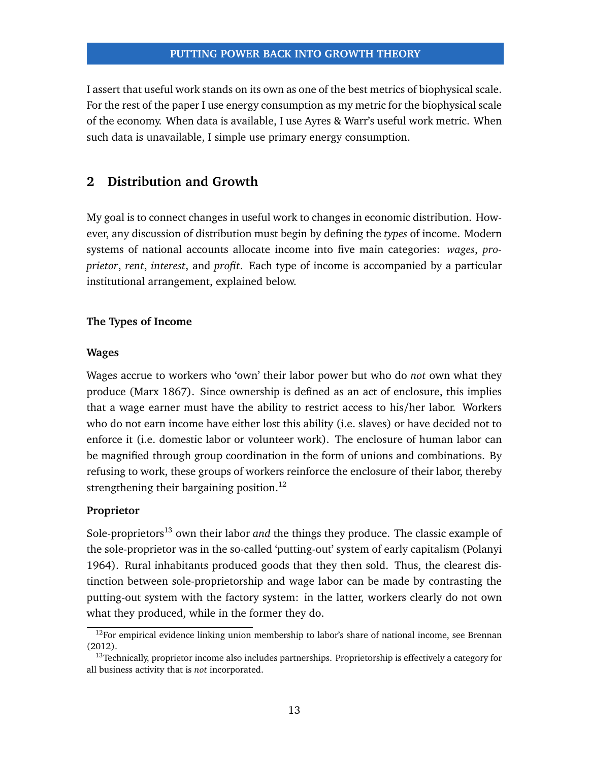I assert that useful work stands on its own as one of the best metrics of biophysical scale. For the rest of the paper I use energy consumption as my metric for the biophysical scale of the economy. When data is available, I use Ayres & Warr's useful work metric. When such data is unavailable, I simple use primary energy consumption.

## 2 Distribution and Growth

My goal is to connect changes in useful work to changes in economic distribution. However, any discussion of distribution must begin by defining the *types* of income. Modern systems of national accounts allocate income into five main categories: *wages*, *proprietor*, *rent*, *interest*, and *profit*. Each type of income is accompanied by a particular institutional arrangement, explained below.

### The Types of Income

#### Wages

Wages accrue to workers who 'own' their labor power but who do *not* own what they produce (Marx 1867). Since ownership is defined as an act of enclosure, this implies that a wage earner must have the ability to restrict access to his/her labor. Workers who do not earn income have either lost this ability (i.e. slaves) or have decided not to enforce it (i.e. domestic labor or volunteer work). The enclosure of human labor can be magnified through group coordination in the form of unions and combinations. By refusing to work, these groups of workers reinforce the enclosure of their labor, thereby strengthening their bargaining position.[12]

#### Proprietor

Sole-proprietors[13] own their labor *and* the things they produce. The classic example of the sole-proprietor was in the so-called 'putting-out' system of early capitalism (Polanyi 1964). Rural inhabitants produced goods that they then sold. Thus, the clearest distinction between sole-proprietorship and wage labor can be made by contrasting the putting-out system with the factory system: in the latter, workers clearly do not own what they produced, while in the former they do.

---

[12] For empirical evidence linking union membership to labor's share of national income, see Brennan (2012).

[13] Technically, proprietor income also includes partnerships. Proprietorship is effectively a category for all business activity that is *not* incorporated.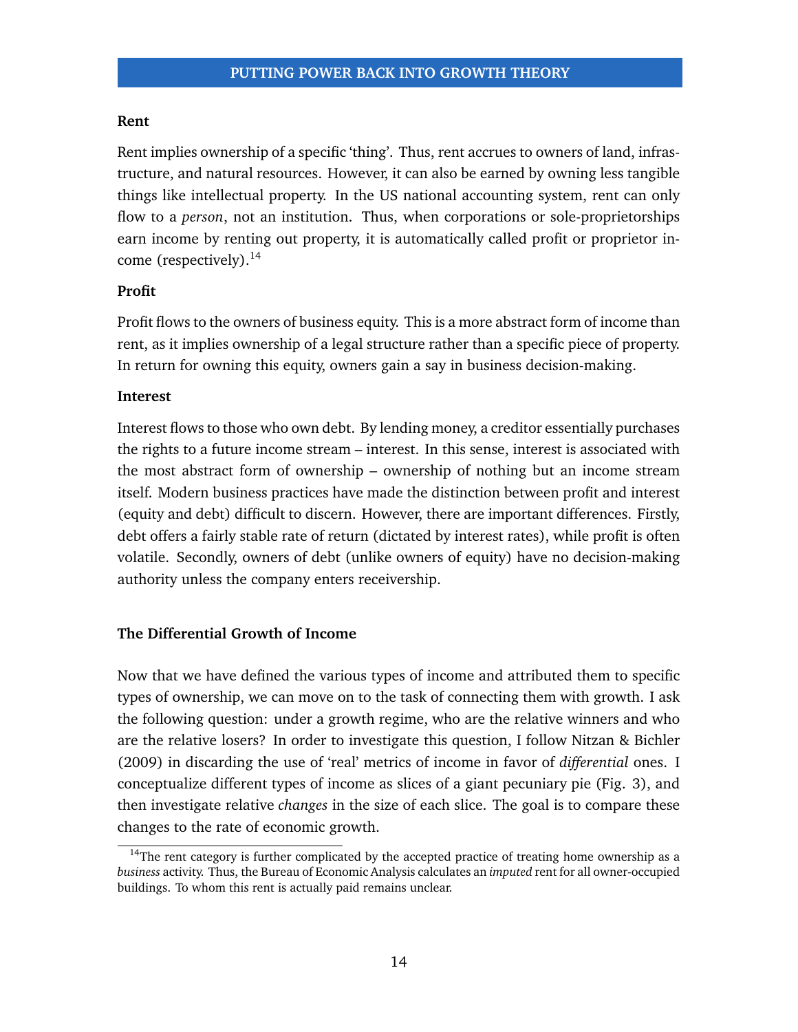### Rent

Rent implies ownership of a specific 'thing'. Thus, rent accrues to owners of land, infrastructure, and natural resources. However, it can also be earned by owning less tangible things like intellectual property. In the US national accounting system, rent can only flow to a *person*, not an institution. Thus, when corporations or sole-proprietorships earn income by renting out property, it is automatically called profit or proprietor income (respectively).[14]

### Profit

Profit flows to the owners of business equity. This is a more abstract form of income than rent, as it implies ownership of a legal structure rather than a specific piece of property. In return for owning this equity, owners gain a say in business decision-making.

### Interest

Interest flows to those who own debt. By lending money, a creditor essentially purchases the rights to a future income stream – interest. In this sense, interest is associated with the most abstract form of ownership – ownership of nothing but an income stream itself. Modern business practices have made the distinction between profit and interest (equity and debt) difficult to discern. However, there are important differences. Firstly, debt offers a fairly stable rate of return (dictated by interest rates), while profit is often volatile. Secondly, owners of debt (unlike owners of equity) have no decision-making authority unless the company enters receivership.

## The Differential Growth of Income

Now that we have defined the various types of income and attributed them to specific types of ownership, we can move on to the task of connecting them with growth. I ask the following question: under a growth regime, who are the relative winners and who are the relative losers? In order to investigate this question, I follow Nitzan & Bichler (2009) in discarding the use of 'real' metrics of income in favor of *differential* ones. I conceptualize different types of income as slices of a giant pecuniary pie (Fig. 3), and then investigate relative *changes* in the size of each slice. The goal is to compare these changes to the rate of economic growth.

[14] The rent category is further complicated by the accepted practice of treating home ownership as a *business* activity. Thus, the Bureau of Economic Analysis calculates an *imputed* rent for all owner-occupied buildings. To whom this rent is actually paid remains unclear.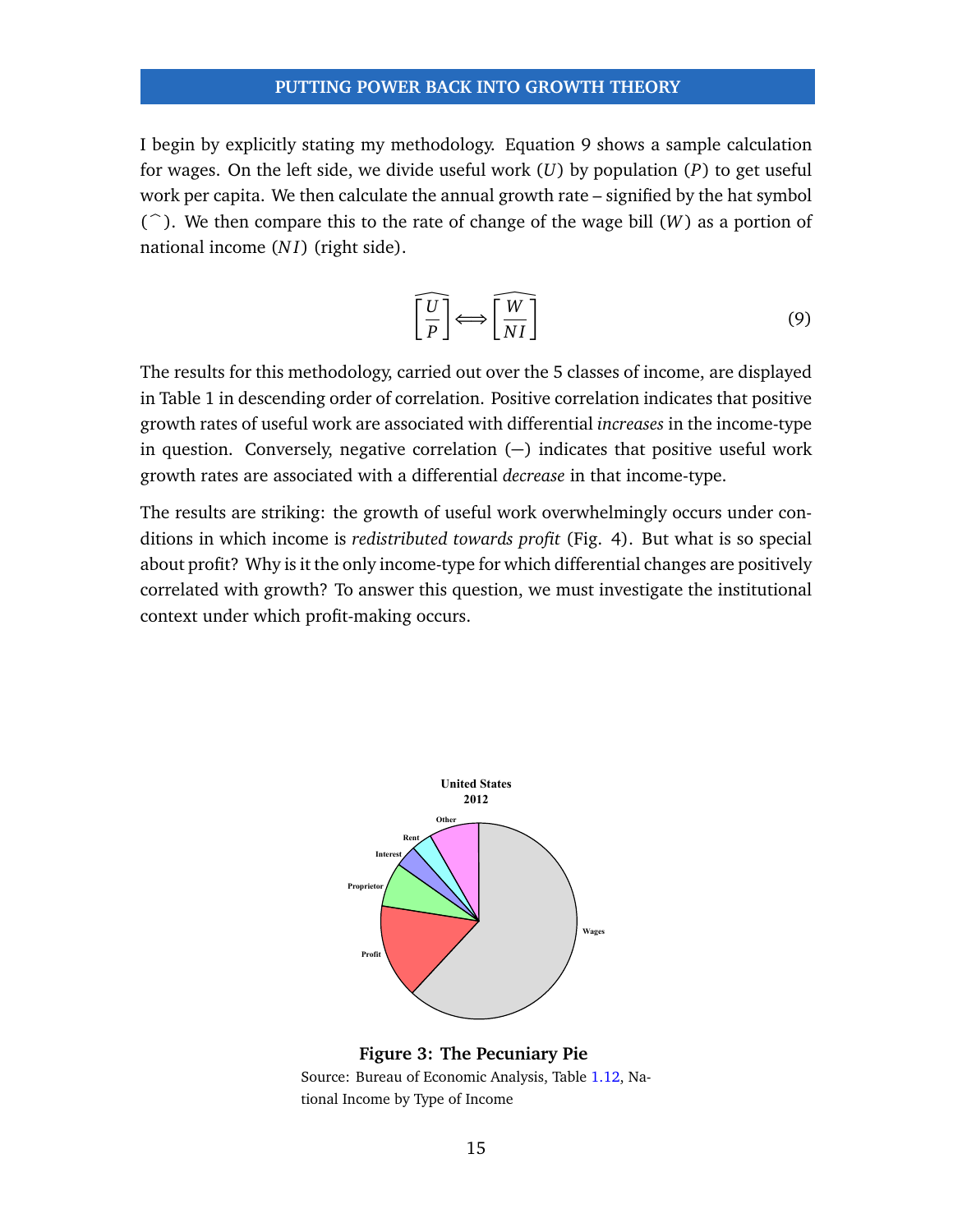I begin by explicitly stating my methodology. Equation 9 shows a sample calculation for wages. On the left side, we divide useful work ($U$) by population ($P$) to get useful work per capita. We then calculate the annual growth rate – signified by the hat symbol ($\widehat{\ }$). We then compare this to the rate of change of the wage bill ($W$) as a portion of national income ($NI$) (right side).

$$\widehat{\left[\frac{U}{P}\right]} \Longleftrightarrow \widehat{\left[\frac{W}{NI}\right]} \tag{9}$$

The results for this methodology, carried out over the 5 classes of income, are displayed in Table 1 in descending order of correlation. Positive correlation indicates that positive growth rates of useful work are associated with differential *increases* in the income-type in question. Conversely, negative correlation (−) indicates that positive useful work growth rates are associated with a differential *decrease* in that income-type.

The results are striking: the growth of useful work overwhelmingly occurs under conditions in which income is *redistributed towards profit* (Fig. 4). But what is so special about profit? Why is it the only income-type for which differential changes are positively correlated with growth? To answer this question, we must investigate the institutional context under which profit-making occurs.

**Figure 3: The Pecuniary Pie**

Source: Bureau of Economic Analysis, Table 1.12, National Income by Type of Income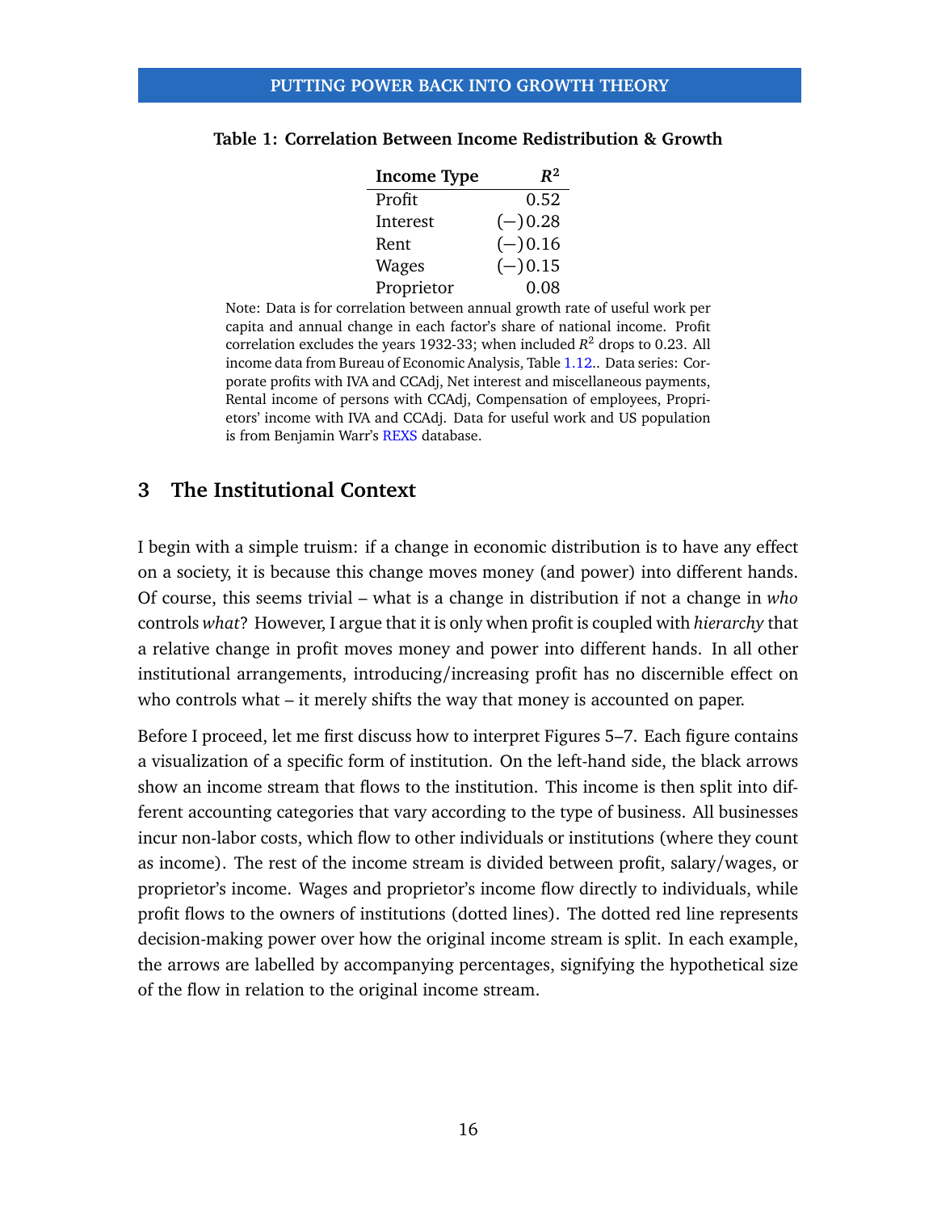**Table 1: Correlation Between Income Redistribution & Growth**

| Income Type | $R^2$ |
|---|---|
| Profit | 0.52 |
| Interest | (−)0.28 |
| Rent | (−)0.16 |
| Wages | (−)0.15 |
| Proprietor | 0.08 |

Note: Data is for correlation between annual growth rate of useful work per capita and annual change in each factor's share of national income. Profit correlation excludes the years 1932-33; when included $R^2$ drops to 0.23. All income data from Bureau of Economic Analysis, Table 1.12.. Data series: Corporate profits with IVA and CCAdj, Net interest and miscellaneous payments, Rental income of persons with CCAdj, Compensation of employees, Proprietors' income with IVA and CCAdj. Data for useful work and US population is from Benjamin Warr's REXS database.

## 3 The Institutional Context

I begin with a simple truism: if a change in economic distribution is to have any effect on a society, it is because this change moves money (and power) into different hands. Of course, this seems trivial – what is a change in distribution if not a change in *who* controls *what*? However, I argue that it is only when profit is coupled with *hierarchy* that a relative change in profit moves money and power into different hands. In all other institutional arrangements, introducing/increasing profit has no discernible effect on who controls what – it merely shifts the way that money is accounted on paper.

Before I proceed, let me first discuss how to interpret Figures 5–7. Each figure contains a visualization of a specific form of institution. On the left-hand side, the black arrows show an income stream that flows to the institution. This income is then split into different accounting categories that vary according to the type of business. All businesses incur non-labor costs, which flow to other individuals or institutions (where they count as income). The rest of the income stream is divided between profit, salary/wages, or proprietor's income. Wages and proprietor's income flow directly to individuals, while profit flows to the owners of institutions (dotted lines). The dotted red line represents decision-making power over how the original income stream is split. In each example, the arrows are labelled by accompanying percentages, signifying the hypothetical size of the flow in relation to the original income stream.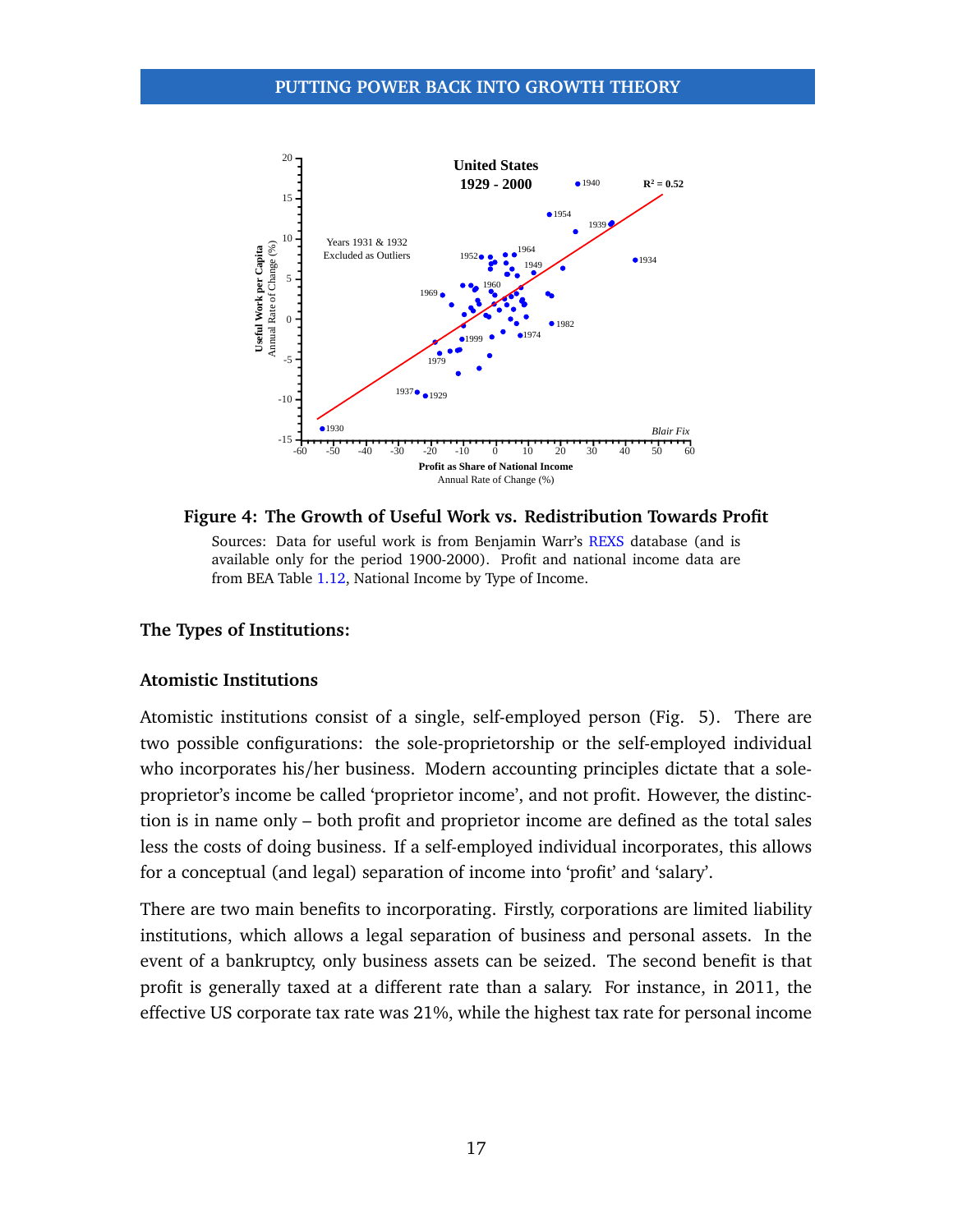**Figure 4: The Growth of Useful Work vs. Redistribution Towards Profit**

Sources: Data for useful work is from Benjamin Warr's REXS database (and is available only for the period 1900-2000). Profit and national income data are from BEA Table 1.12, National Income by Type of Income.

### The Types of Institutions:

#### Atomistic Institutions

Atomistic institutions consist of a single, self-employed person (Fig. 5). There are two possible configurations: the sole-proprietorship or the self-employed individual who incorporates his/her business. Modern accounting principles dictate that a sole-proprietor's income be called 'proprietor income', and not profit. However, the distinction is in name only – both profit and proprietor income are defined as the total sales less the costs of doing business. If a self-employed individual incorporates, this allows for a conceptual (and legal) separation of income into 'profit' and 'salary'.

There are two main benefits to incorporating. Firstly, corporations are limited liability institutions, which allows a legal separation of business and personal assets. In the event of a bankruptcy, only business assets can be seized. The second benefit is that profit is generally taxed at a different rate than a salary. For instance, in 2011, the effective US corporate tax rate was 21%, while the highest tax rate for personal income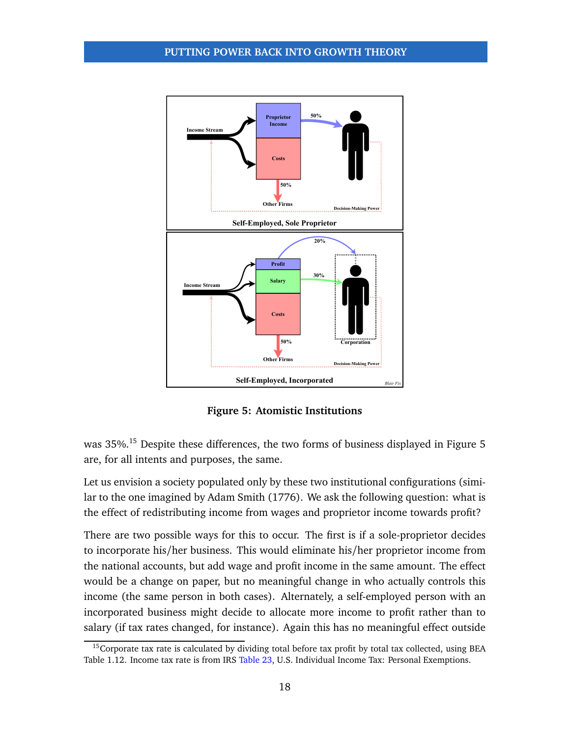**Figure 5: Atomistic Institutions**

was 35%.[15] Despite these differences, the two forms of business displayed in Figure 5 are, for all intents and purposes, the same.

Let us envision a society populated only by these two institutional configurations (similar to the one imagined by Adam Smith (1776). We ask the following question: what is the effect of redistributing income from wages and proprietor income towards profit?

There are two possible ways for this to occur. The first is if a sole-proprietor decides to incorporate his/her business. This would eliminate his/her proprietor income from the national accounts, but add wage and profit income in the same amount. The effect would be a change on paper, but no meaningful change in who actually controls this income (the same person in both cases). Alternately, a self-employed person with an incorporated business might decide to allocate more income to profit rather than to salary (if tax rates changed, for instance). Again this has no meaningful effect outside

[15] Corporate tax rate is calculated by dividing total before tax profit by total tax collected, using BEA Table 1.12. Income tax rate is from IRS Table 23, U.S. Individual Income Tax: Personal Exemptions.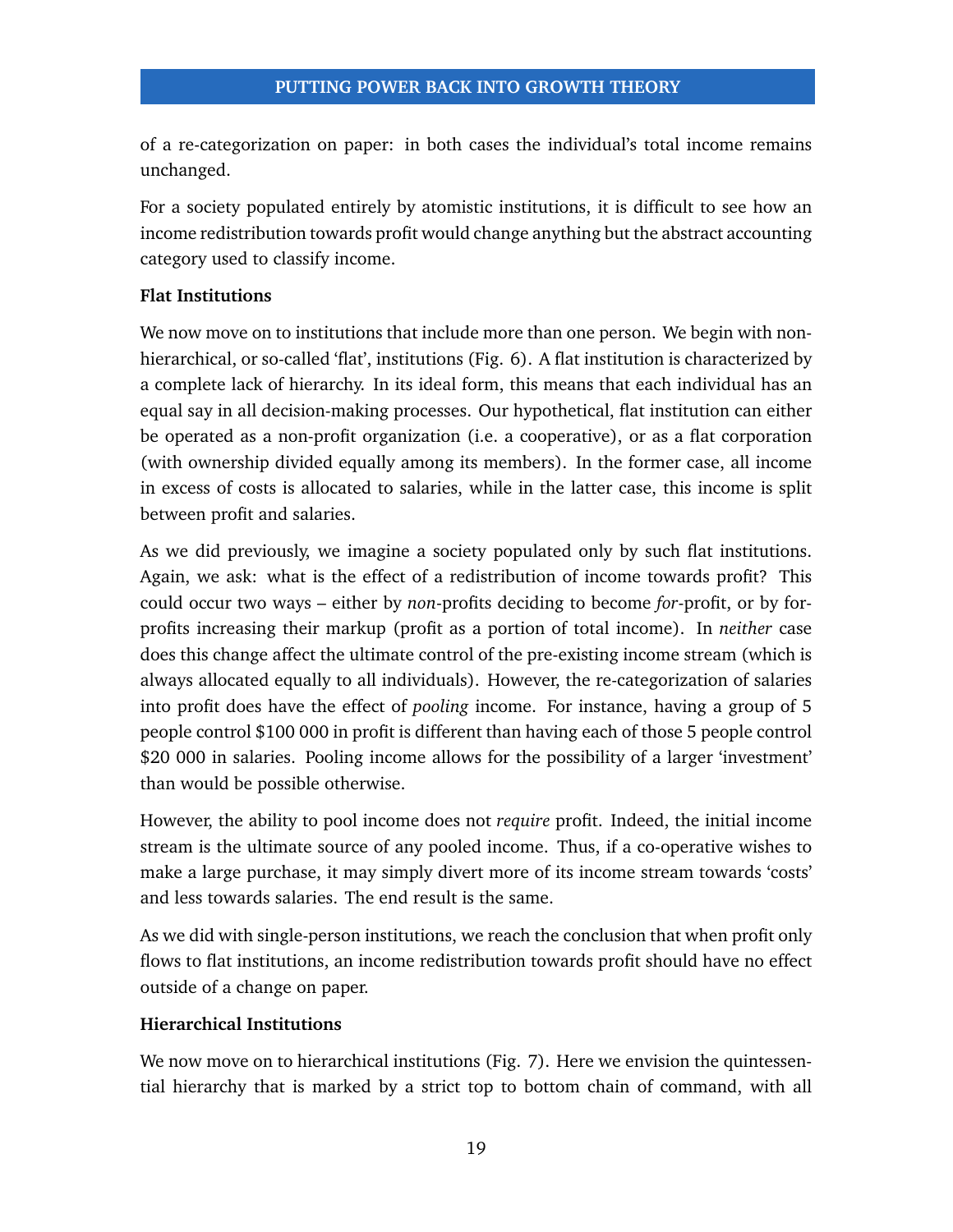of a re-categorization on paper: in both cases the individual's total income remains unchanged.

For a society populated entirely by atomistic institutions, it is difficult to see how an income redistribution towards profit would change anything but the abstract accounting category used to classify income.

**Flat Institutions**

We now move on to institutions that include more than one person. We begin with non-hierarchical, or so-called 'flat', institutions (Fig. 6). A flat institution is characterized by a complete lack of hierarchy. In its ideal form, this means that each individual has an equal say in all decision-making processes. Our hypothetical, flat institution can either be operated as a non-profit organization (i.e. a cooperative), or as a flat corporation (with ownership divided equally among its members). In the former case, all income in excess of costs is allocated to salaries, while in the latter case, this income is split between profit and salaries.

As we did previously, we imagine a society populated only by such flat institutions. Again, we ask: what is the effect of a redistribution of income towards profit? This could occur two ways – either by *non*-profits deciding to become *for*-profit, or by for-profits increasing their markup (profit as a portion of total income). In *neither* case does this change affect the ultimate control of the pre-existing income stream (which is always allocated equally to all individuals). However, the re-categorization of salaries into profit does have the effect of *pooling* income. For instance, having a group of 5 people control $100 000 in profit is different than having each of those 5 people control $20 000 in salaries. Pooling income allows for the possibility of a larger 'investment' than would be possible otherwise.

However, the ability to pool income does not *require* profit. Indeed, the initial income stream is the ultimate source of any pooled income. Thus, if a co-operative wishes to make a large purchase, it may simply divert more of its income stream towards 'costs' and less towards salaries. The end result is the same.

As we did with single-person institutions, we reach the conclusion that when profit only flows to flat institutions, an income redistribution towards profit should have no effect outside of a change on paper.

**Hierarchical Institutions**

We now move on to hierarchical institutions (Fig. 7). Here we envision the quintessential hierarchy that is marked by a strict top to bottom chain of command, with all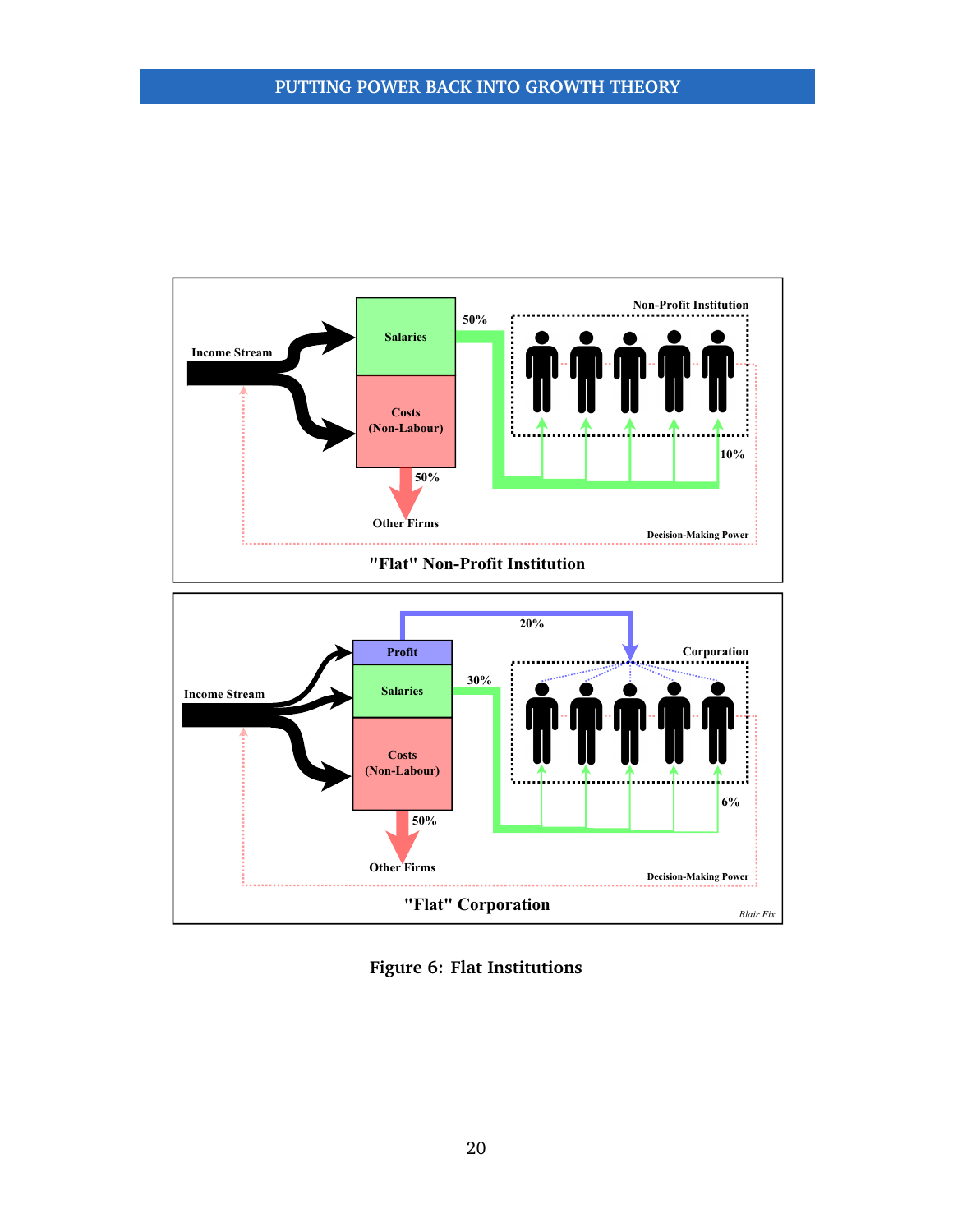Figure 6: Flat Institutions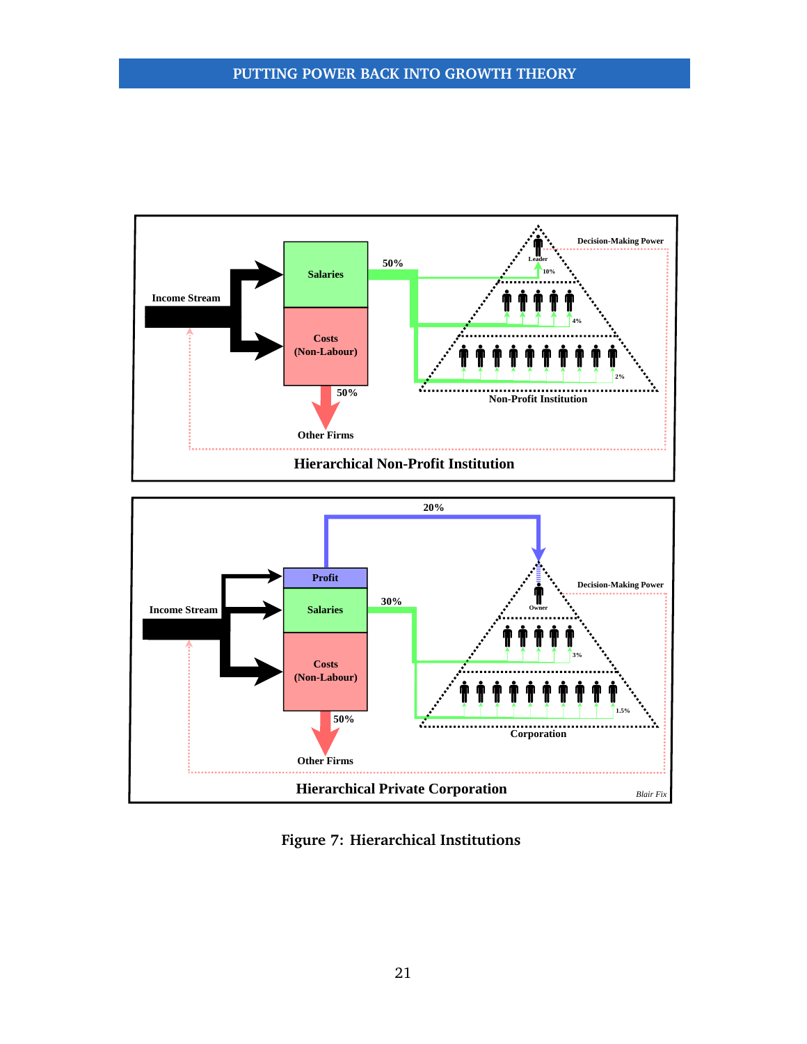Income Stream

Salaries

Costs (Non-Labour)

50%

50%

Other Firms

Leader

10%

4%

2%

Decision-Making Power

Non-Profit Institution

Hierarchical Non-Profit Institution

20%

Profit

Income Stream

Salaries

30%

Costs (Non-Labour)

50%

Other Firms

Owner

3%

1.5%

Decision-Making Power

Corporation

Hierarchical Private Corporation

*Blair Fix*

**Figure 7: Hierarchical Institutions**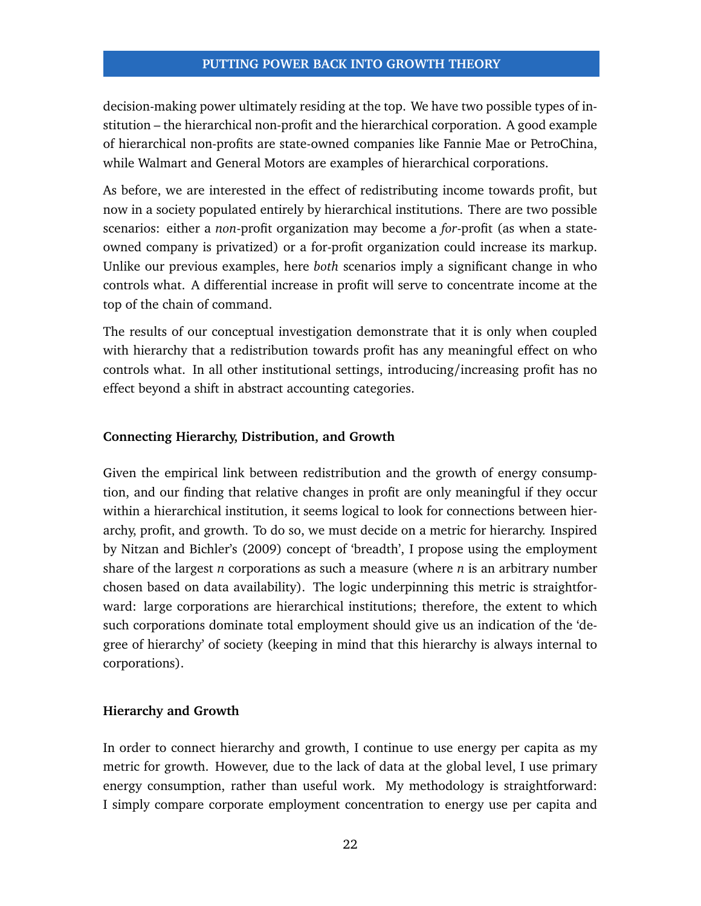decision-making power ultimately residing at the top. We have two possible types of institution – the hierarchical non-profit and the hierarchical corporation. A good example of hierarchical non-profits are state-owned companies like Fannie Mae or PetroChina, while Walmart and General Motors are examples of hierarchical corporations.

As before, we are interested in the effect of redistributing income towards profit, but now in a society populated entirely by hierarchical institutions. There are two possible scenarios: either a *non*-profit organization may become a *for*-profit (as when a state-owned company is privatized) or a for-profit organization could increase its markup. Unlike our previous examples, here *both* scenarios imply a significant change in who controls what. A differential increase in profit will serve to concentrate income at the top of the chain of command.

The results of our conceptual investigation demonstrate that it is only when coupled with hierarchy that a redistribution towards profit has any meaningful effect on who controls what. In all other institutional settings, introducing/increasing profit has no effect beyond a shift in abstract accounting categories.

#### Connecting Hierarchy, Distribution, and Growth

Given the empirical link between redistribution and the growth of energy consumption, and our finding that relative changes in profit are only meaningful if they occur within a hierarchical institution, it seems logical to look for connections between hierarchy, profit, and growth. To do so, we must decide on a metric for hierarchy. Inspired by Nitzan and Bichler's (2009) concept of 'breadth', I propose using the employment share of the largest *n* corporations as such a measure (where *n* is an arbitrary number chosen based on data availability). The logic underpinning this metric is straightforward: large corporations are hierarchical institutions; therefore, the extent to which such corporations dominate total employment should give us an indication of the 'degree of hierarchy' of society (keeping in mind that this hierarchy is always internal to corporations).

#### Hierarchy and Growth

In order to connect hierarchy and growth, I continue to use energy per capita as my metric for growth. However, due to the lack of data at the global level, I use primary energy consumption, rather than useful work. My methodology is straightforward: I simply compare corporate employment concentration to energy use per capita and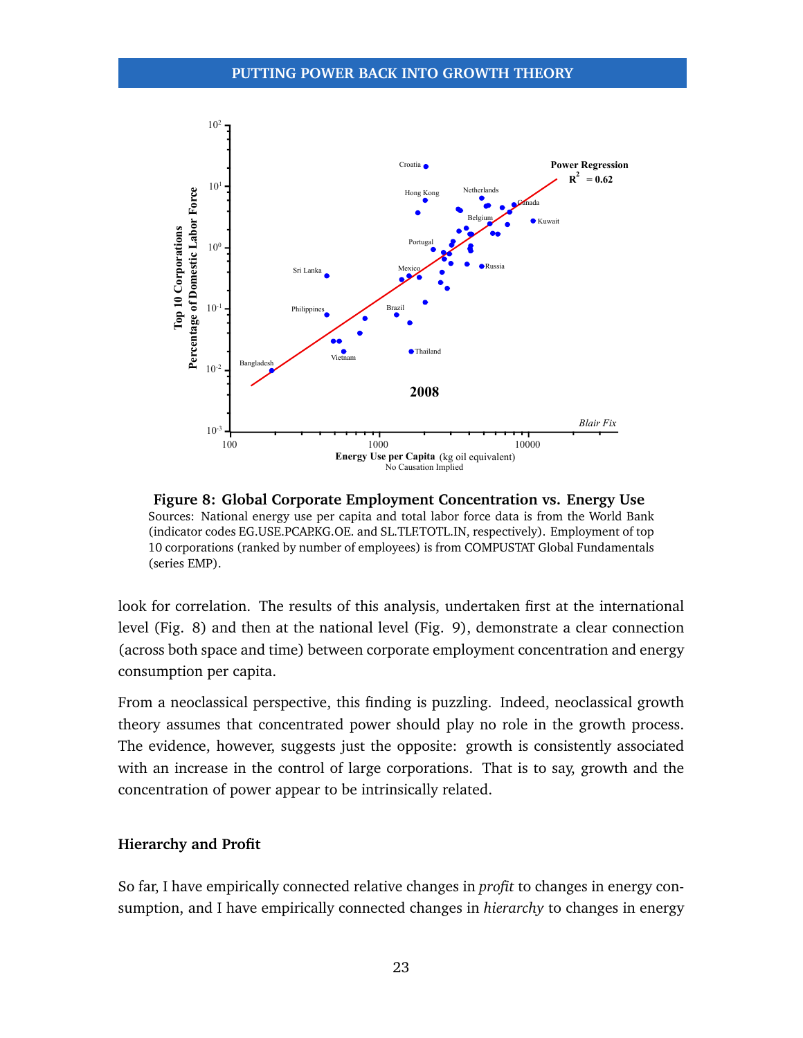**Figure 8: Global Corporate Employment Concentration vs. Energy Use**

Sources: National energy use per capita and total labor force data is from the World Bank (indicator codes EG.USE.PCAP.KG.OE. and SL.TLF.TOTL.IN, respectively). Employment of top 10 corporations (ranked by number of employees) is from COMPUSTAT Global Fundamentals (series EMP).

look for correlation. The results of this analysis, undertaken first at the international level (Fig. 8) and then at the national level (Fig. 9), demonstrate a clear connection (across both space and time) between corporate employment concentration and energy consumption per capita.

From a neoclassical perspective, this finding is puzzling. Indeed, neoclassical growth theory assumes that concentrated power should play no role in the growth process. The evidence, however, suggests just the opposite: growth is consistently associated with an increase in the control of large corporations. That is to say, growth and the concentration of power appear to be intrinsically related.

### Hierarchy and Profit

So far, I have empirically connected relative changes in *profit* to changes in energy consumption, and I have empirically connected changes in *hierarchy* to changes in energy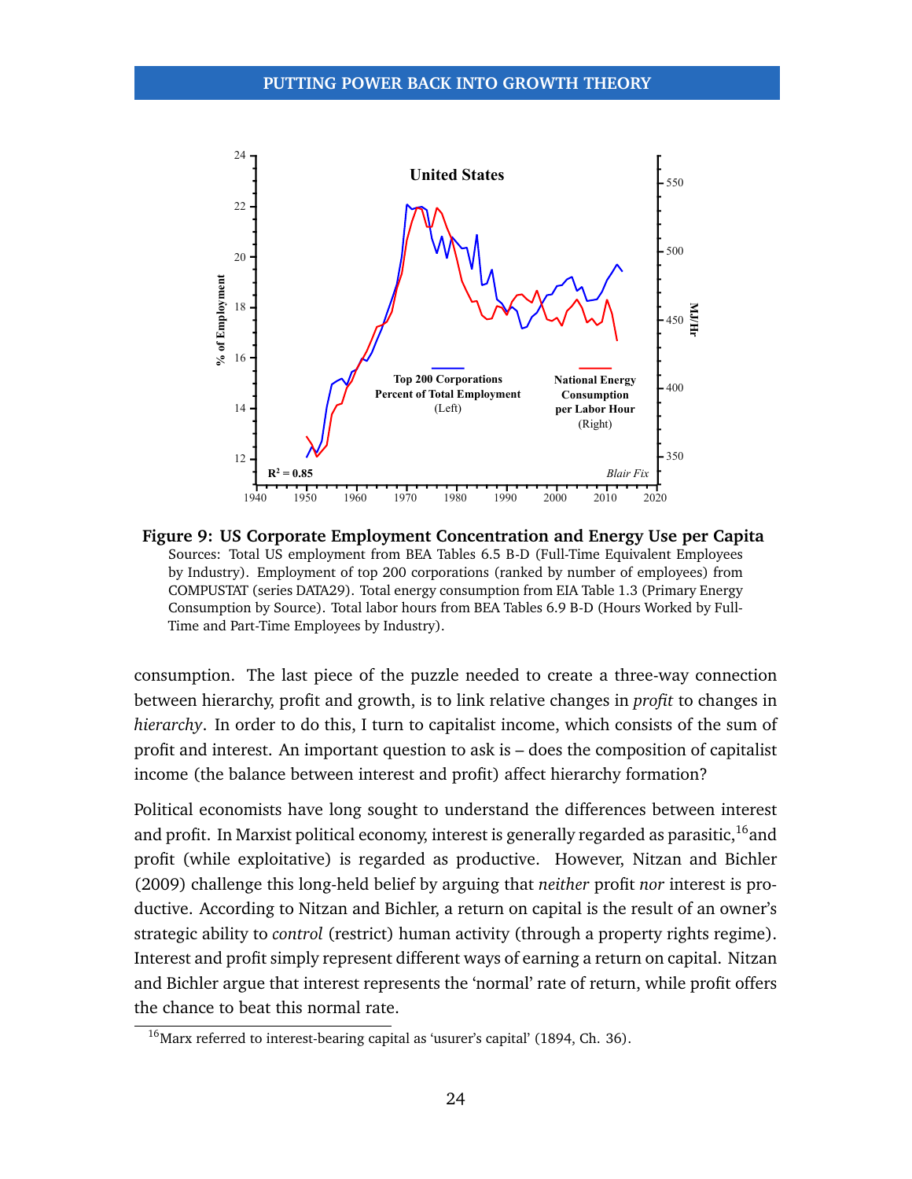**Figure 9: US Corporate Employment Concentration and Energy Use per Capita**
Sources: Total US employment from BEA Tables 6.5 B-D (Full-Time Equivalent Employees by Industry). Employment of top 200 corporations (ranked by number of employees) from COMPUSTAT (series DATA29). Total energy consumption from EIA Table 1.3 (Primary Energy Consumption by Source). Total labor hours from BEA Tables 6.9 B-D (Hours Worked by Full-Time and Part-Time Employees by Industry).

consumption. The last piece of the puzzle needed to create a three-way connection between hierarchy, profit and growth, is to link relative changes in *profit* to changes in *hierarchy*. In order to do this, I turn to capitalist income, which consists of the sum of profit and interest. An important question to ask is – does the composition of capitalist income (the balance between interest and profit) affect hierarchy formation?

Political economists have long sought to understand the differences between interest and profit. In Marxist political economy, interest is generally regarded as parasitic,[16] and profit (while exploitative) is regarded as productive. However, Nitzan and Bichler (2009) challenge this long-held belief by arguing that *neither* profit *nor* interest is productive. According to Nitzan and Bichler, a return on capital is the result of an owner's strategic ability to *control* (restrict) human activity (through a property rights regime). Interest and profit simply represent different ways of earning a return on capital. Nitzan and Bichler argue that interest represents the 'normal' rate of return, while profit offers the chance to beat this normal rate.

[16] Marx referred to interest-bearing capital as 'usurer's capital' (1894, Ch. 36).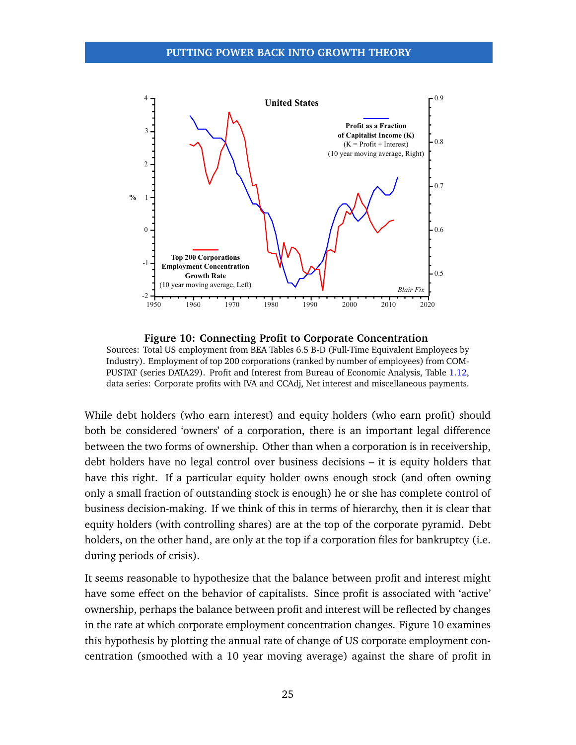**Figure 10: Connecting Profit to Corporate Concentration**

Sources: Total US employment from BEA Tables 6.5 B-D (Full-Time Equivalent Employees by Industry). Employment of top 200 corporations (ranked by number of employees) from COMPUSTAT (series DATA29). Profit and Interest from Bureau of Economic Analysis, Table 1.12, data series: Corporate profits with IVA and CCAdj, Net interest and miscellaneous payments.

While debt holders (who earn interest) and equity holders (who earn profit) should both be considered 'owners' of a corporation, there is an important legal difference between the two forms of ownership. Other than when a corporation is in receivership, debt holders have no legal control over business decisions – it is equity holders that have this right. If a particular equity holder owns enough stock (and often owning only a small fraction of outstanding stock is enough) he or she has complete control of business decision-making. If we think of this in terms of hierarchy, then it is clear that equity holders (with controlling shares) are at the top of the corporate pyramid. Debt holders, on the other hand, are only at the top if a corporation files for bankruptcy (i.e. during periods of crisis).

It seems reasonable to hypothesize that the balance between profit and interest might have some effect on the behavior of capitalists. Since profit is associated with 'active' ownership, perhaps the balance between profit and interest will be reflected by changes in the rate at which corporate employment concentration changes. Figure 10 examines this hypothesis by plotting the annual rate of change of US corporate employment concentration (smoothed with a 10 year moving average) against the share of profit in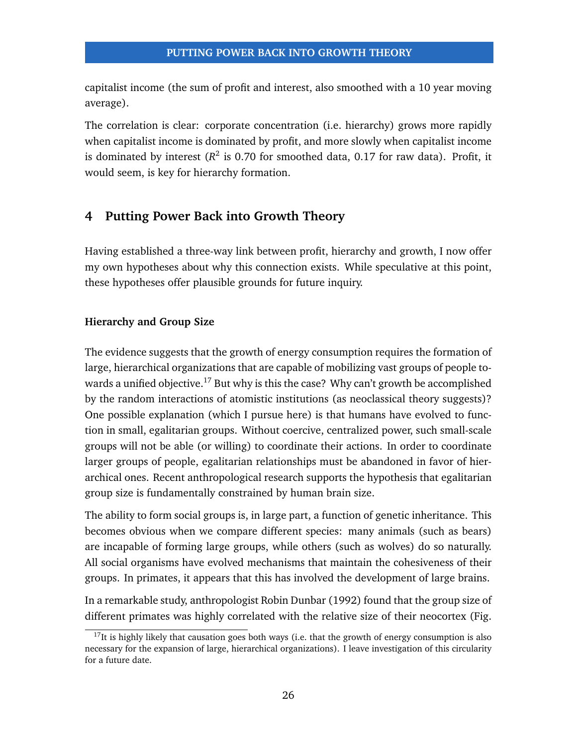capitalist income (the sum of profit and interest, also smoothed with a 10 year moving average).

The correlation is clear: corporate concentration (i.e. hierarchy) grows more rapidly when capitalist income is dominated by profit, and more slowly when capitalist income is dominated by interest ($R^2$ is 0.70 for smoothed data, 0.17 for raw data). Profit, it would seem, is key for hierarchy formation.

## 4 Putting Power Back into Growth Theory

Having established a three-way link between profit, hierarchy and growth, I now offer my own hypotheses about why this connection exists. While speculative at this point, these hypotheses offer plausible grounds for future inquiry.

### Hierarchy and Group Size

The evidence suggests that the growth of energy consumption requires the formation of large, hierarchical organizations that are capable of mobilizing vast groups of people towards a unified objective.[17] But why is this the case? Why can't growth be accomplished by the random interactions of atomistic institutions (as neoclassical theory suggests)? One possible explanation (which I pursue here) is that humans have evolved to function in small, egalitarian groups. Without coercive, centralized power, such small-scale groups will not be able (or willing) to coordinate their actions. In order to coordinate larger groups of people, egalitarian relationships must be abandoned in favor of hierarchical ones. Recent anthropological research supports the hypothesis that egalitarian group size is fundamentally constrained by human brain size.

The ability to form social groups is, in large part, a function of genetic inheritance. This becomes obvious when we compare different species: many animals (such as bears) are incapable of forming large groups, while others (such as wolves) do so naturally. All social organisms have evolved mechanisms that maintain the cohesiveness of their groups. In primates, it appears that this has involved the development of large brains.

In a remarkable study, anthropologist Robin Dunbar (1992) found that the group size of different primates was highly correlated with the relative size of their neocortex (Fig.

[17] It is highly likely that causation goes both ways (i.e. that the growth of energy consumption is also necessary for the expansion of large, hierarchical organizations). I leave investigation of this circularity for a future date.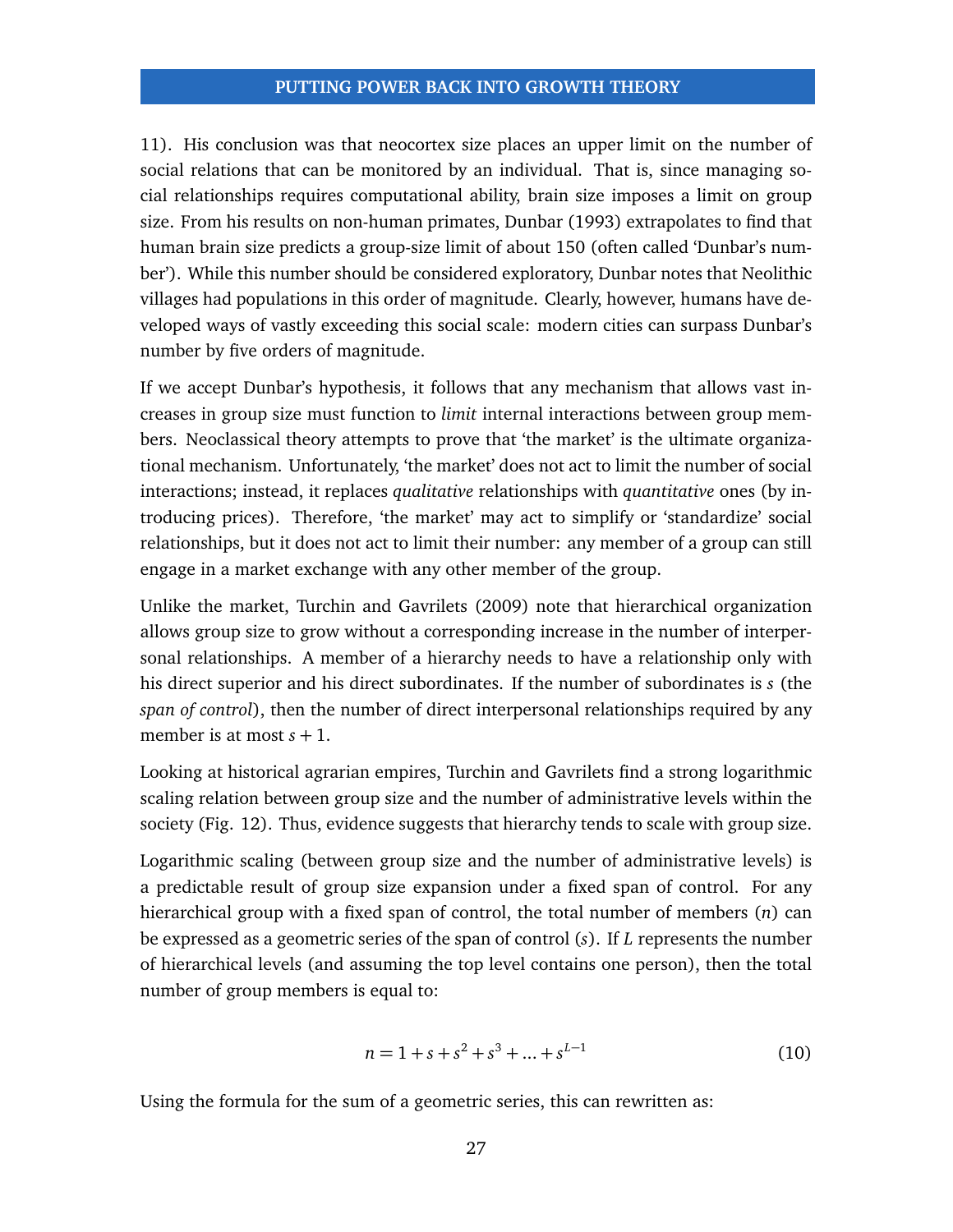11). His conclusion was that neocortex size places an upper limit on the number of social relations that can be monitored by an individual. That is, since managing social relationships requires computational ability, brain size imposes a limit on group size. From his results on non-human primates, Dunbar (1993) extrapolates to find that human brain size predicts a group-size limit of about 150 (often called 'Dunbar's number'). While this number should be considered exploratory, Dunbar notes that Neolithic villages had populations in this order of magnitude. Clearly, however, humans have developed ways of vastly exceeding this social scale: modern cities can surpass Dunbar's number by five orders of magnitude.

If we accept Dunbar's hypothesis, it follows that any mechanism that allows vast increases in group size must function to *limit* internal interactions between group members. Neoclassical theory attempts to prove that 'the market' is the ultimate organizational mechanism. Unfortunately, 'the market' does not act to limit the number of social interactions; instead, it replaces *qualitative* relationships with *quantitative* ones (by introducing prices). Therefore, 'the market' may act to simplify or 'standardize' social relationships, but it does not act to limit their number: any member of a group can still engage in a market exchange with any other member of the group.

Unlike the market, Turchin and Gavrilets (2009) note that hierarchical organization allows group size to grow without a corresponding increase in the number of interpersonal relationships. A member of a hierarchy needs to have a relationship only with his direct superior and his direct subordinates. If the number of subordinates is $s$ (the *span of control*), then the number of direct interpersonal relationships required by any member is at most $s + 1$.

Looking at historical agrarian empires, Turchin and Gavrilets find a strong logarithmic scaling relation between group size and the number of administrative levels within the society (Fig. 12). Thus, evidence suggests that hierarchy tends to scale with group size.

Logarithmic scaling (between group size and the number of administrative levels) is a predictable result of group size expansion under a fixed span of control. For any hierarchical group with a fixed span of control, the total number of members ($n$) can be expressed as a geometric series of the span of control ($s$). If $L$ represents the number of hierarchical levels (and assuming the top level contains one person), then the total number of group members is equal to:

$$n = 1 + s + s^2 + s^3 + ... + s^{L-1} \tag{10}$$

Using the formula for the sum of a geometric series, this can rewritten as: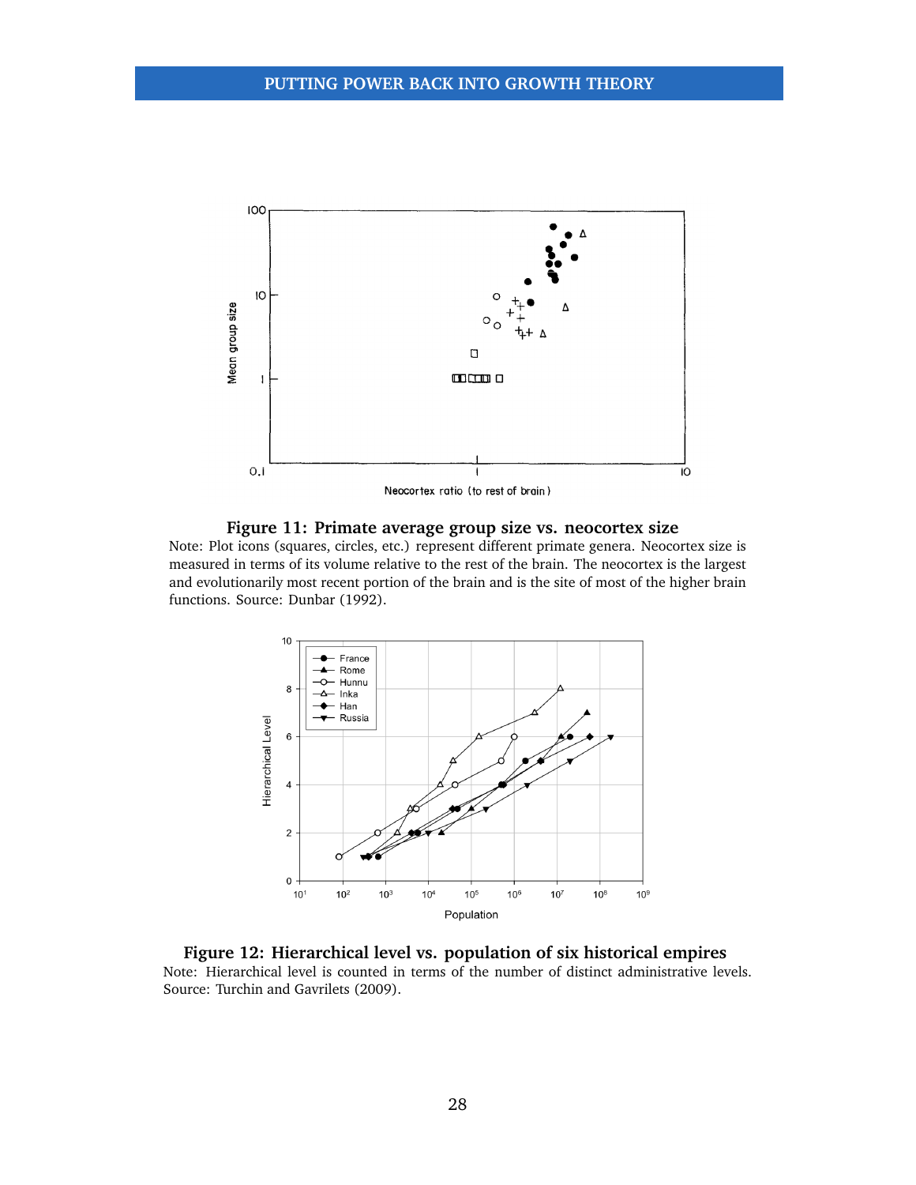**Figure 11: Primate average group size vs. neocortex size**

Note: Plot icons (squares, circles, etc.) represent different primate genera. Neocortex size is measured in terms of its volume relative to the rest of the brain. The neocortex is the largest and evolutionarily most recent portion of the brain and is the site of most of the higher brain functions. Source: Dunbar (1992).

**Figure 12: Hierarchical level vs. population of six historical empires**

Note: Hierarchical level is counted in terms of the number of distinct administrative levels. Source: Turchin and Gavrilets (2009).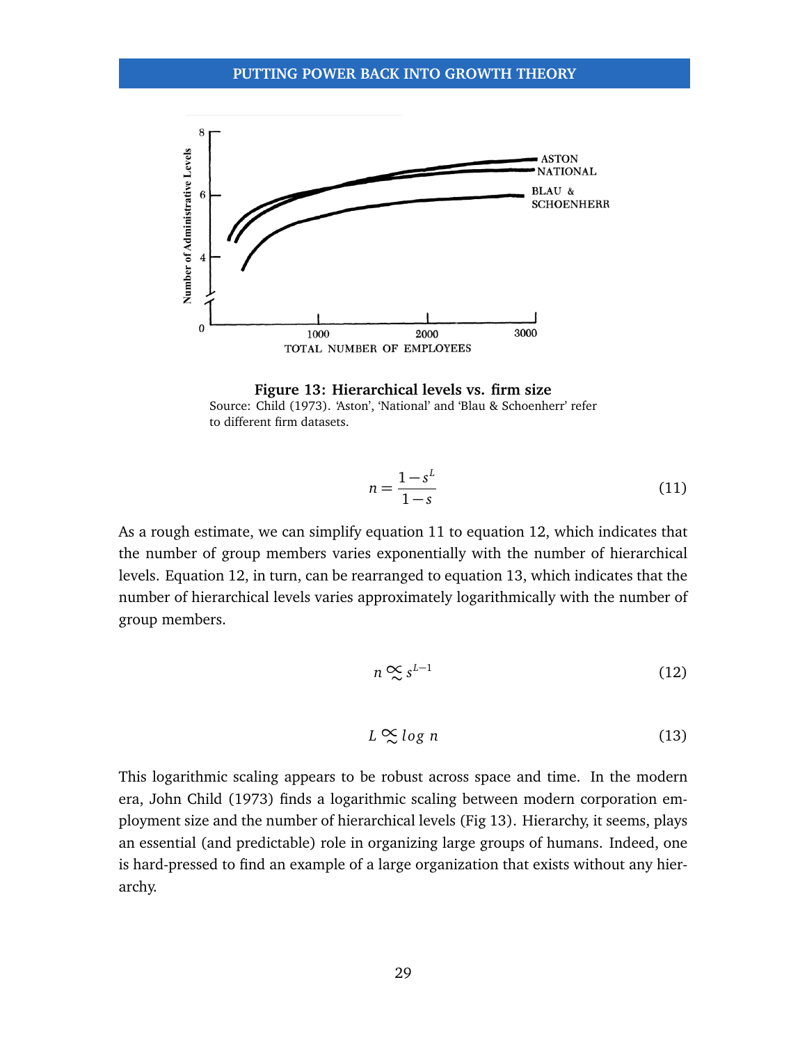**Figure 13: Hierarchical levels vs. firm size**

Source: Child (1973). 'Aston', 'National' and 'Blau & Schoenherr' refer to different firm datasets.

$$n = \frac{1 - s^L}{1 - s} \tag{11}$$

As a rough estimate, we can simplify equation 11 to equation 12, which indicates that the number of group members varies exponentially with the number of hierarchical levels. Equation 12, in turn, can be rearranged to equation 13, which indicates that the number of hierarchical levels varies approximately logarithmically with the number of group members.

$$n \mathrel{\underset{\sim}{\propto}} s^{L-1} \tag{12}$$

$$L \mathrel{\underset{\sim}{\propto}} log\ n \tag{13}$$

This logarithmic scaling appears to be robust across space and time. In the modern era, John Child (1973) finds a logarithmic scaling between modern corporation employment size and the number of hierarchical levels (Fig 13). Hierarchy, it seems, plays an essential (and predictable) role in organizing large groups of humans. Indeed, one is hard-pressed to find an example of a large organization that exists without any hierarchy.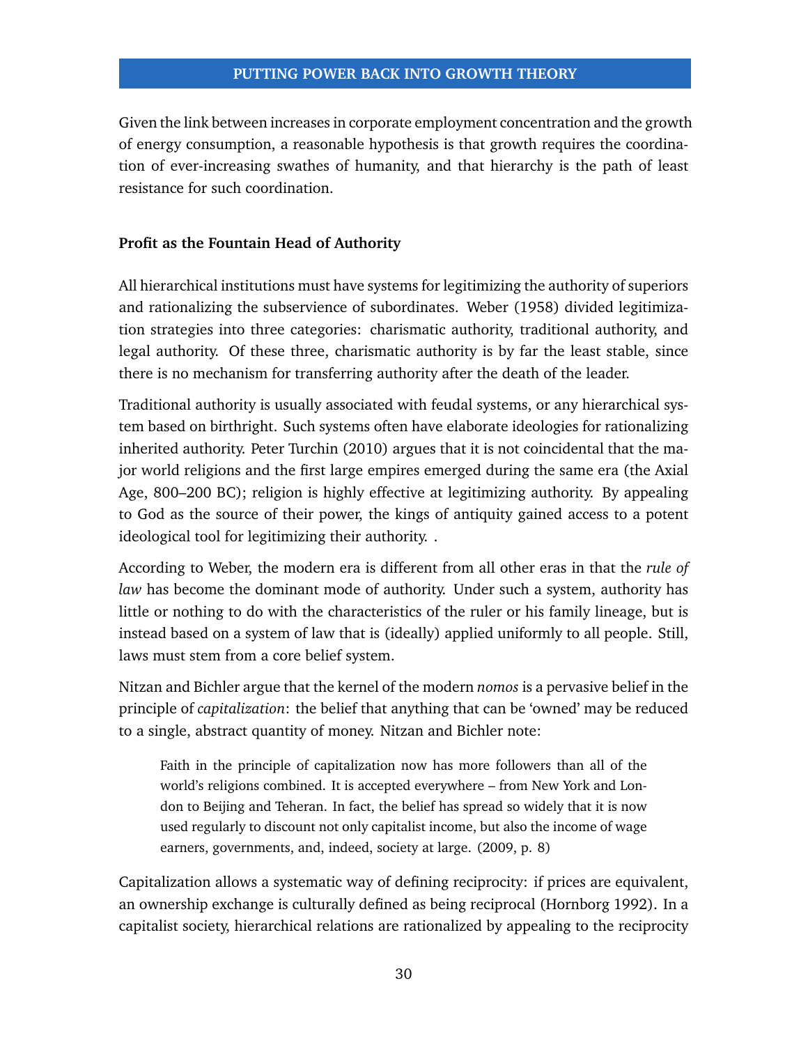Given the link between increases in corporate employment concentration and the growth of energy consumption, a reasonable hypothesis is that growth requires the coordination of ever-increasing swathes of humanity, and that hierarchy is the path of least resistance for such coordination.

### Profit as the Fountain Head of Authority

All hierarchical institutions must have systems for legitimizing the authority of superiors and rationalizing the subservience of subordinates. Weber (1958) divided legitimization strategies into three categories: charismatic authority, traditional authority, and legal authority. Of these three, charismatic authority is by far the least stable, since there is no mechanism for transferring authority after the death of the leader.

Traditional authority is usually associated with feudal systems, or any hierarchical system based on birthright. Such systems often have elaborate ideologies for rationalizing inherited authority. Peter Turchin (2010) argues that it is not coincidental that the major world religions and the first large empires emerged during the same era (the Axial Age, 800–200 BC); religion is highly effective at legitimizing authority. By appealing to God as the source of their power, the kings of antiquity gained access to a potent ideological tool for legitimizing their authority. .

According to Weber, the modern era is different from all other eras in that the *rule of law* has become the dominant mode of authority. Under such a system, authority has little or nothing to do with the characteristics of the ruler or his family lineage, but is instead based on a system of law that is (ideally) applied uniformly to all people. Still, laws must stem from a core belief system.

Nitzan and Bichler argue that the kernel of the modern *nomos* is a pervasive belief in the principle of *capitalization*: the belief that anything that can be 'owned' may be reduced to a single, abstract quantity of money. Nitzan and Bichler note:

> Faith in the principle of capitalization now has more followers than all of the world's religions combined. It is accepted everywhere – from New York and London to Beijing and Teheran. In fact, the belief has spread so widely that it is now used regularly to discount not only capitalist income, but also the income of wage earners, governments, and, indeed, society at large. (2009, p. 8)

Capitalization allows a systematic way of defining reciprocity: if prices are equivalent, an ownership exchange is culturally defined as being reciprocal (Hornborg 1992). In a capitalist society, hierarchical relations are rationalized by appealing to the reciprocity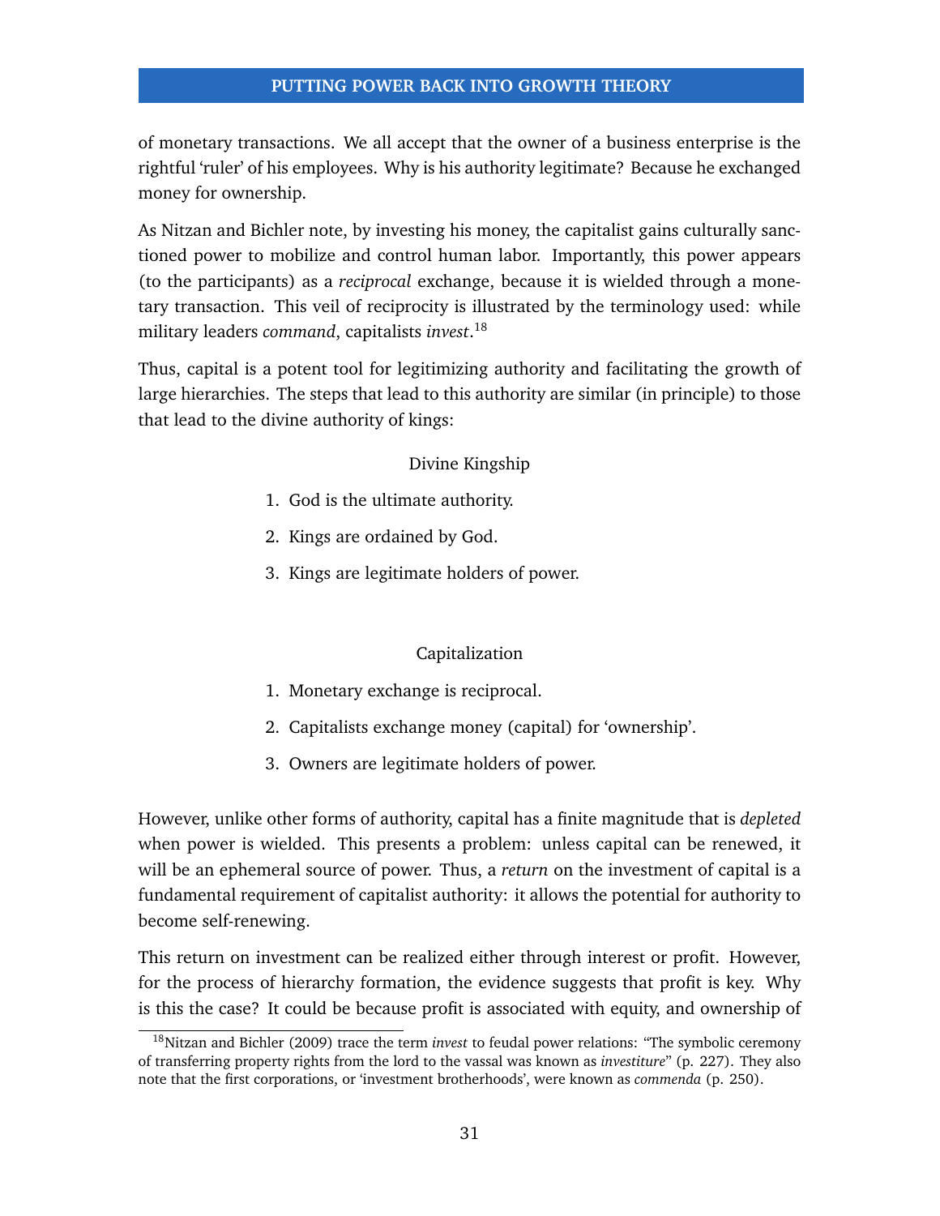of monetary transactions. We all accept that the owner of a business enterprise is the rightful 'ruler' of his employees. Why is his authority legitimate? Because he exchanged money for ownership.

As Nitzan and Bichler note, by investing his money, the capitalist gains culturally sanctioned power to mobilize and control human labor. Importantly, this power appears (to the participants) as a *reciprocal* exchange, because it is wielded through a monetary transaction. This veil of reciprocity is illustrated by the terminology used: while military leaders *command*, capitalists *invest*.[18]

Thus, capital is a potent tool for legitimizing authority and facilitating the growth of large hierarchies. The steps that lead to this authority are similar (in principle) to those that lead to the divine authority of kings:

Divine Kingship

1. God is the ultimate authority.
2. Kings are ordained by God.
3. Kings are legitimate holders of power.

Capitalization

1. Monetary exchange is reciprocal.
2. Capitalists exchange money (capital) for 'ownership'.
3. Owners are legitimate holders of power.

However, unlike other forms of authority, capital has a finite magnitude that is *depleted* when power is wielded. This presents a problem: unless capital can be renewed, it will be an ephemeral source of power. Thus, a *return* on the investment of capital is a fundamental requirement of capitalist authority: it allows the potential for authority to become self-renewing.

This return on investment can be realized either through interest or profit. However, for the process of hierarchy formation, the evidence suggests that profit is key. Why is this the case? It could be because profit is associated with equity, and ownership of

[18] Nitzan and Bichler (2009) trace the term *invest* to feudal power relations: "The symbolic ceremony of transferring property rights from the lord to the vassal was known as *investiture*" (p. 227). They also note that the first corporations, or 'investment brotherhoods', were known as *commenda* (p. 250).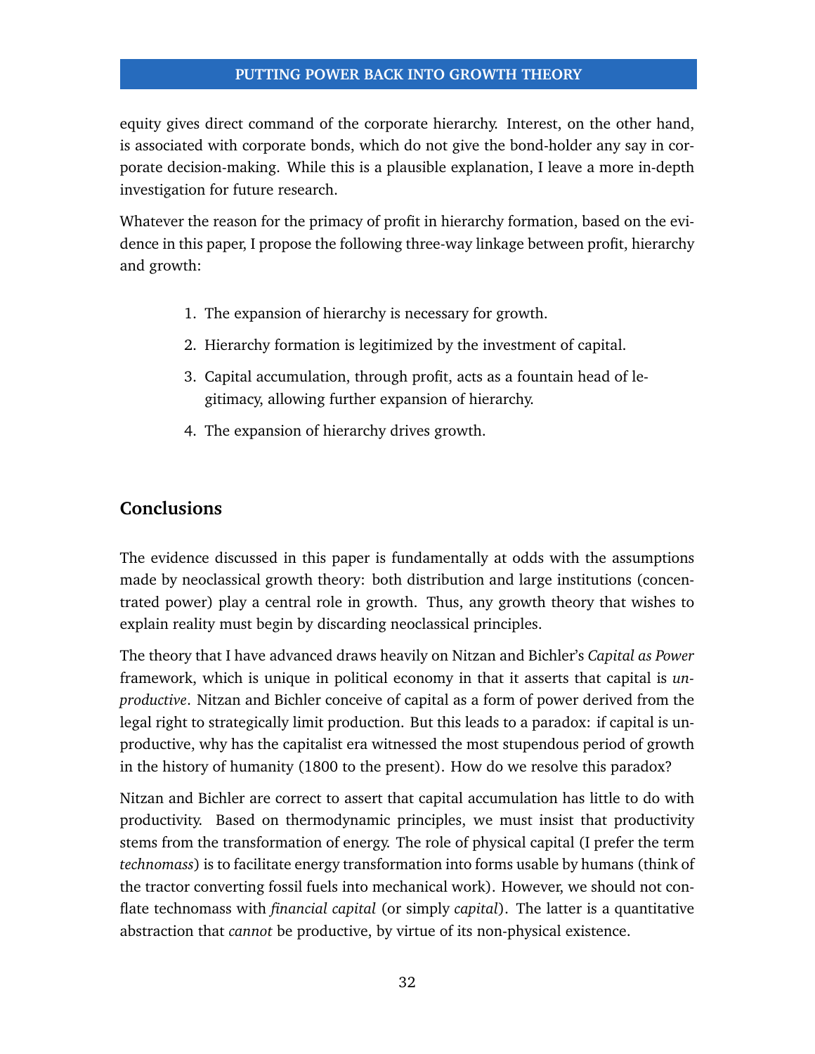equity gives direct command of the corporate hierarchy. Interest, on the other hand, is associated with corporate bonds, which do not give the bond-holder any say in corporate decision-making. While this is a plausible explanation, I leave a more in-depth investigation for future research.

Whatever the reason for the primacy of profit in hierarchy formation, based on the evidence in this paper, I propose the following three-way linkage between profit, hierarchy and growth:

1. The expansion of hierarchy is necessary for growth.
2. Hierarchy formation is legitimized by the investment of capital.
3. Capital accumulation, through profit, acts as a fountain head of legitimacy, allowing further expansion of hierarchy.
4. The expansion of hierarchy drives growth.

## Conclusions

The evidence discussed in this paper is fundamentally at odds with the assumptions made by neoclassical growth theory: both distribution and large institutions (concentrated power) play a central role in growth. Thus, any growth theory that wishes to explain reality must begin by discarding neoclassical principles.

The theory that I have advanced draws heavily on Nitzan and Bichler's *Capital as Power* framework, which is unique in political economy in that it asserts that capital is *unproductive*. Nitzan and Bichler conceive of capital as a form of power derived from the legal right to strategically limit production. But this leads to a paradox: if capital is unproductive, why has the capitalist era witnessed the most stupendous period of growth in the history of humanity (1800 to the present). How do we resolve this paradox?

Nitzan and Bichler are correct to assert that capital accumulation has little to do with productivity. Based on thermodynamic principles, we must insist that productivity stems from the transformation of energy. The role of physical capital (I prefer the term *technomass*) is to facilitate energy transformation into forms usable by humans (think of the tractor converting fossil fuels into mechanical work). However, we should not conflate technomass with *financial capital* (or simply *capital*). The latter is a quantitative abstraction that *cannot* be productive, by virtue of its non-physical existence.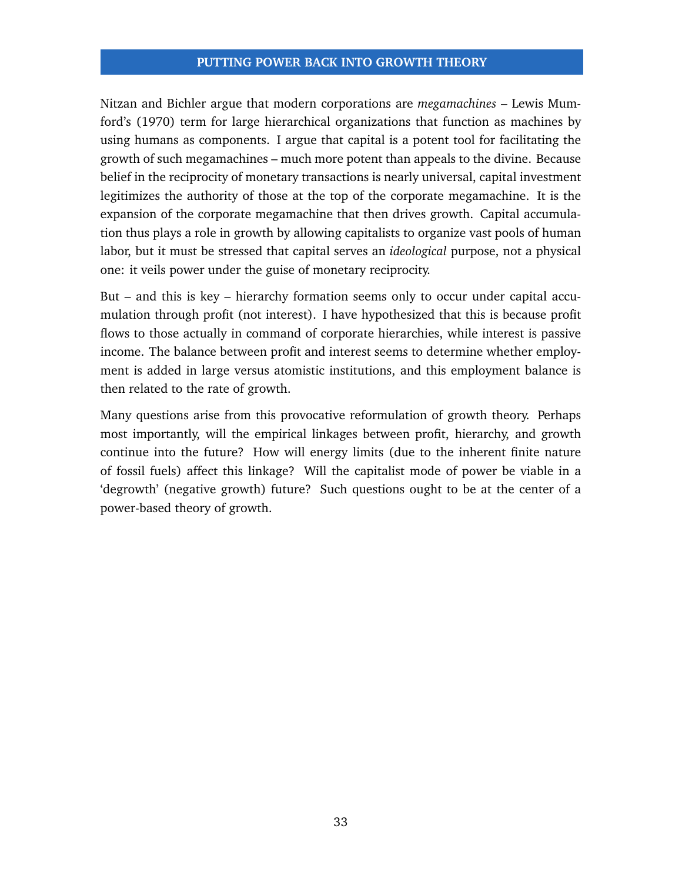## PUTTING POWER BACK INTO GROWTH THEORY

Nitzan and Bichler argue that modern corporations are *megamachines* – Lewis Mumford's (1970) term for large hierarchical organizations that function as machines by using humans as components. I argue that capital is a potent tool for facilitating the growth of such megamachines – much more potent than appeals to the divine. Because belief in the reciprocity of monetary transactions is nearly universal, capital investment legitimizes the authority of those at the top of the corporate megamachine. It is the expansion of the corporate megamachine that then drives growth. Capital accumulation thus plays a role in growth by allowing capitalists to organize vast pools of human labor, but it must be stressed that capital serves an *ideological* purpose, not a physical one: it veils power under the guise of monetary reciprocity.

But – and this is key – hierarchy formation seems only to occur under capital accumulation through profit (not interest). I have hypothesized that this is because profit flows to those actually in command of corporate hierarchies, while interest is passive income. The balance between profit and interest seems to determine whether employment is added in large versus atomistic institutions, and this employment balance is then related to the rate of growth.

Many questions arise from this provocative reformulation of growth theory. Perhaps most importantly, will the empirical linkages between profit, hierarchy, and growth continue into the future? How will energy limits (due to the inherent finite nature of fossil fuels) affect this linkage? Will the capitalist mode of power be viable in a 'degrowth' (negative growth) future? Such questions ought to be at the center of a power-based theory of growth.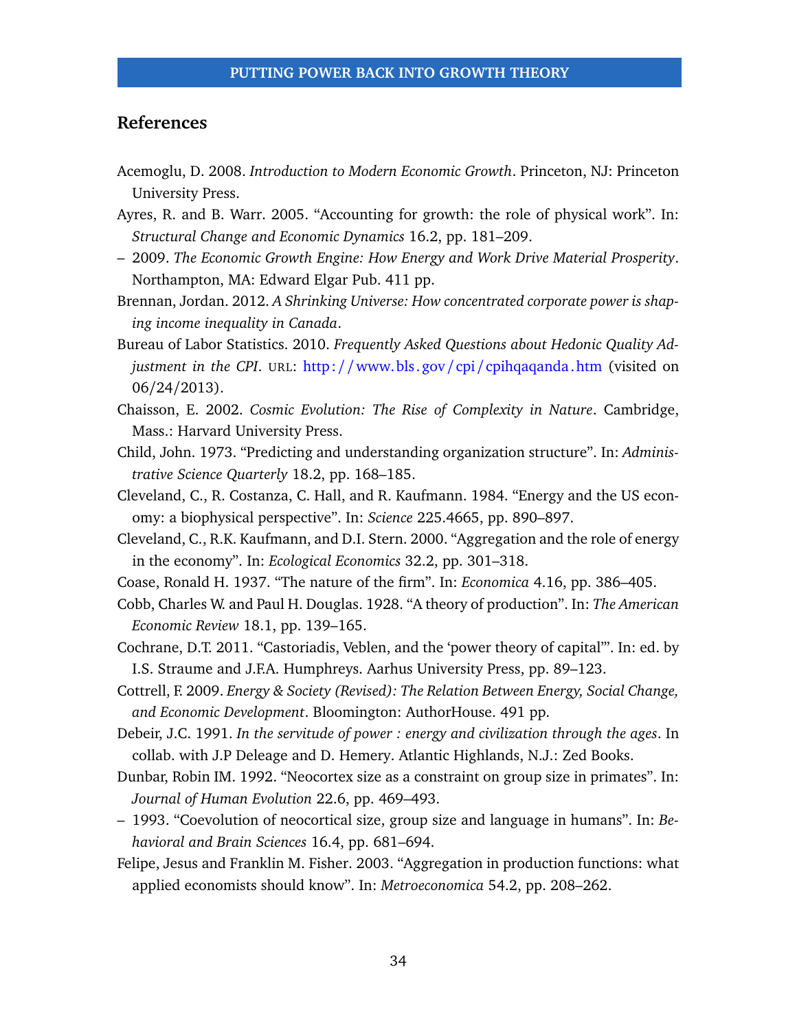## References

Acemoglu, D. 2008. *Introduction to Modern Economic Growth*. Princeton, NJ: Princeton University Press.

Ayres, R. and B. Warr. 2005. "Accounting for growth: the role of physical work". In: *Structural Change and Economic Dynamics* 16.2, pp. 181–209.

– 2009. *The Economic Growth Engine: How Energy and Work Drive Material Prosperity*. Northampton, MA: Edward Elgar Pub. 411 pp.

Brennan, Jordan. 2012. *A Shrinking Universe: How concentrated corporate power is shaping income inequality in Canada*.

Bureau of Labor Statistics. 2010. *Frequently Asked Questions about Hedonic Quality Adjustment in the CPI*. URL: http://www.bls.gov/cpi/cpihqaqanda.htm (visited on 06/24/2013).

Chaisson, E. 2002. *Cosmic Evolution: The Rise of Complexity in Nature*. Cambridge, Mass.: Harvard University Press.

Child, John. 1973. "Predicting and understanding organization structure". In: *Administrative Science Quarterly* 18.2, pp. 168–185.

Cleveland, C., R. Costanza, C. Hall, and R. Kaufmann. 1984. "Energy and the US economy: a biophysical perspective". In: *Science* 225.4665, pp. 890–897.

Cleveland, C., R.K. Kaufmann, and D.I. Stern. 2000. "Aggregation and the role of energy in the economy". In: *Ecological Economics* 32.2, pp. 301–318.

Coase, Ronald H. 1937. "The nature of the firm". In: *Economica* 4.16, pp. 386–405.

Cobb, Charles W. and Paul H. Douglas. 1928. "A theory of production". In: *The American Economic Review* 18.1, pp. 139–165.

Cochrane, D.T. 2011. "Castoriadis, Veblen, and the 'power theory of capital'". In: ed. by I.S. Straume and J.F.A. Humphreys. Aarhus University Press, pp. 89–123.

Cottrell, F. 2009. *Energy & Society (Revised): The Relation Between Energy, Social Change, and Economic Development*. Bloomington: AuthorHouse. 491 pp.

Debeir, J.C. 1991. *In the servitude of power : energy and civilization through the ages*. In collab. with J.P Deleage and D. Hemery. Atlantic Highlands, N.J.: Zed Books.

Dunbar, Robin IM. 1992. "Neocortex size as a constraint on group size in primates". In: *Journal of Human Evolution* 22.6, pp. 469–493.

– 1993. "Coevolution of neocortical size, group size and language in humans". In: *Behavioral and Brain Sciences* 16.4, pp. 681–694.

Felipe, Jesus and Franklin M. Fisher. 2003. "Aggregation in production functions: what applied economists should know". In: *Metroeconomica* 54.2, pp. 208–262.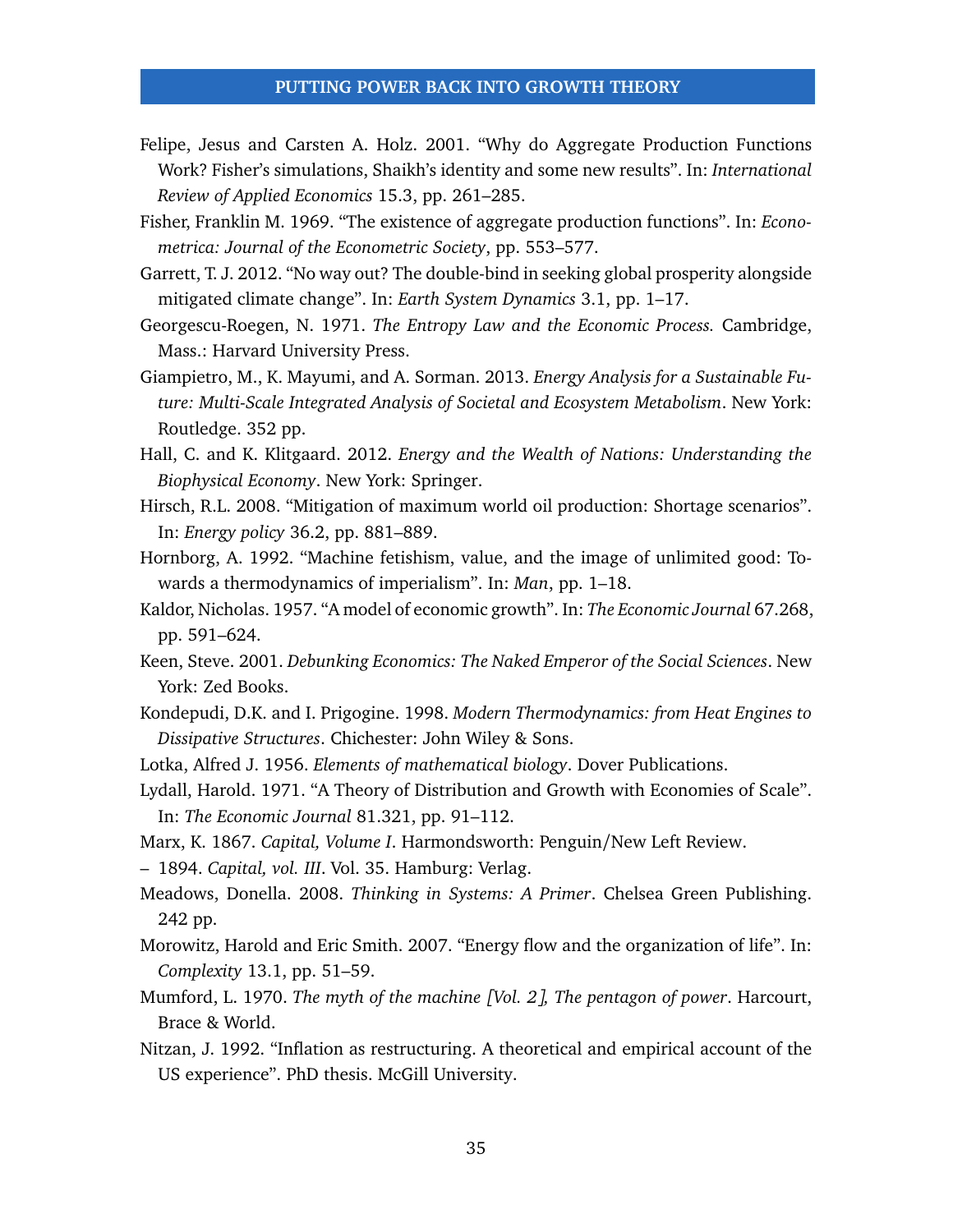Felipe, Jesus and Carsten A. Holz. 2001. “Why do Aggregate Production Functions Work? Fisher’s simulations, Shaikh’s identity and some new results”. In: *International Review of Applied Economics* 15.3, pp. 261–285.

Fisher, Franklin M. 1969. “The existence of aggregate production functions”. In: *Econometrica: Journal of the Econometric Society*, pp. 553–577.

Garrett, T. J. 2012. “No way out? The double-bind in seeking global prosperity alongside mitigated climate change”. In: *Earth System Dynamics* 3.1, pp. 1–17.

Georgescu-Roegen, N. 1971. *The Entropy Law and the Economic Process.* Cambridge, Mass.: Harvard University Press.

Giampietro, M., K. Mayumi, and A. Sorman. 2013. *Energy Analysis for a Sustainable Future: Multi-Scale Integrated Analysis of Societal and Ecosystem Metabolism*. New York: Routledge. 352 pp.

Hall, C. and K. Klitgaard. 2012. *Energy and the Wealth of Nations: Understanding the Biophysical Economy*. New York: Springer.

Hirsch, R.L. 2008. “Mitigation of maximum world oil production: Shortage scenarios”. In: *Energy policy* 36.2, pp. 881–889.

Hornborg, A. 1992. “Machine fetishism, value, and the image of unlimited good: Towards a thermodynamics of imperialism”. In: *Man*, pp. 1–18.

Kaldor, Nicholas. 1957. “A model of economic growth”. In: *The Economic Journal* 67.268, pp. 591–624.

Keen, Steve. 2001. *Debunking Economics: The Naked Emperor of the Social Sciences*. New York: Zed Books.

Kondepudi, D.K. and I. Prigogine. 1998. *Modern Thermodynamics: from Heat Engines to Dissipative Structures*. Chichester: John Wiley & Sons.

Lotka, Alfred J. 1956. *Elements of mathematical biology*. Dover Publications.

Lydall, Harold. 1971. “A Theory of Distribution and Growth with Economies of Scale”. In: *The Economic Journal* 81.321, pp. 91–112.

Marx, K. 1867. *Capital, Volume I*. Harmondsworth: Penguin/New Left Review.

– 1894. *Capital, vol. III*. Vol. 35. Hamburg: Verlag.

Meadows, Donella. 2008. *Thinking in Systems: A Primer*. Chelsea Green Publishing. 242 pp.

Morowitz, Harold and Eric Smith. 2007. “Energy flow and the organization of life”. In: *Complexity* 13.1, pp. 51–59.

Mumford, L. 1970. *The myth of the machine [Vol. 2], The pentagon of power*. Harcourt, Brace & World.

Nitzan, J. 1992. “Inflation as restructuring. A theoretical and empirical account of the US experience”. PhD thesis. McGill University.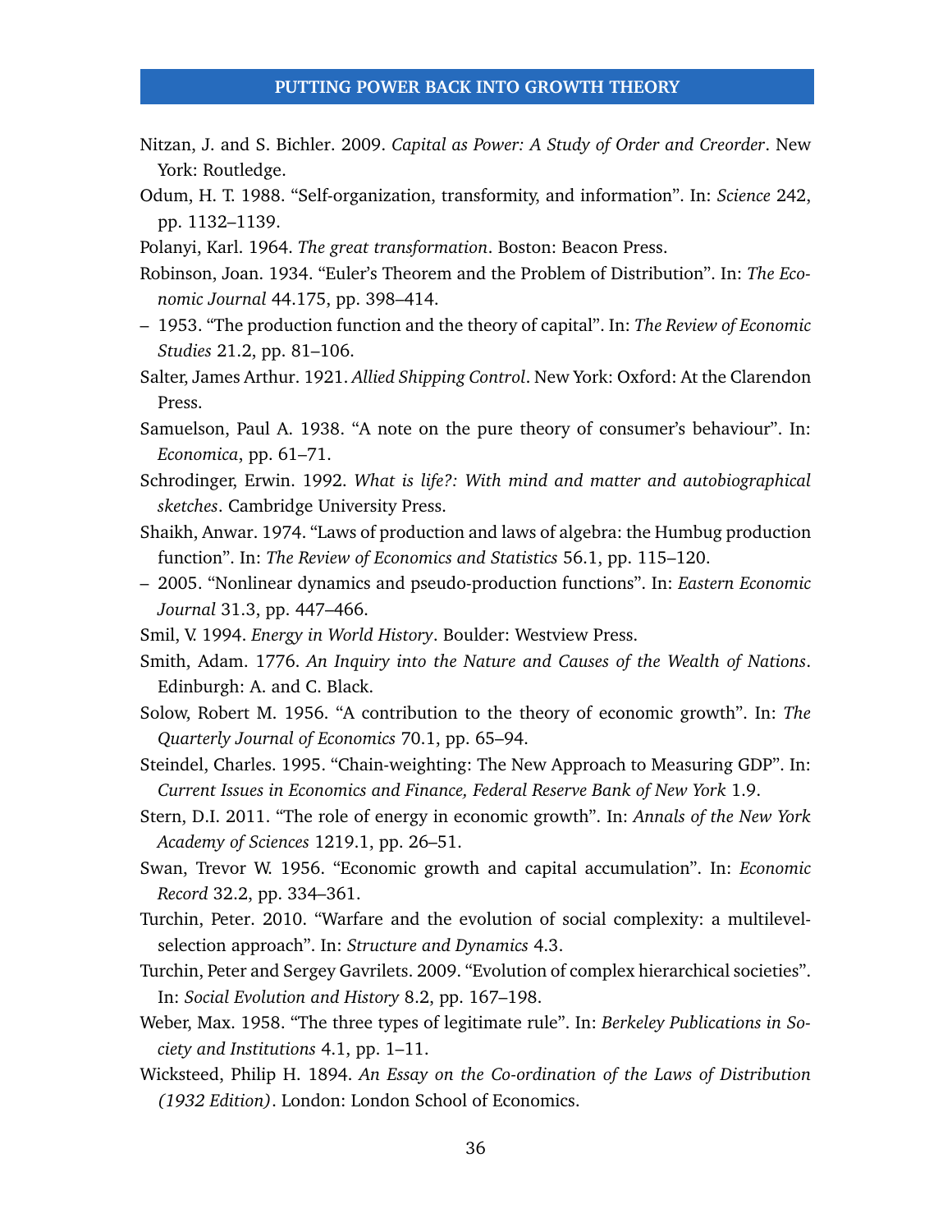Nitzan, J. and S. Bichler. 2009. *Capital as Power: A Study of Order and Creorder*. New York: Routledge.

Odum, H. T. 1988. "Self-organization, transformity, and information". In: *Science* 242, pp. 1132–1139.

Polanyi, Karl. 1964. *The great transformation*. Boston: Beacon Press.

Robinson, Joan. 1934. "Euler's Theorem and the Problem of Distribution". In: *The Economic Journal* 44.175, pp. 398–414.

– 1953. "The production function and the theory of capital". In: *The Review of Economic Studies* 21.2, pp. 81–106.

Salter, James Arthur. 1921. *Allied Shipping Control*. New York: Oxford: At the Clarendon Press.

Samuelson, Paul A. 1938. "A note on the pure theory of consumer's behaviour". In: *Economica*, pp. 61–71.

Schrodinger, Erwin. 1992. *What is life?: With mind and matter and autobiographical sketches*. Cambridge University Press.

Shaikh, Anwar. 1974. "Laws of production and laws of algebra: the Humbug production function". In: *The Review of Economics and Statistics* 56.1, pp. 115–120.

– 2005. "Nonlinear dynamics and pseudo-production functions". In: *Eastern Economic Journal* 31.3, pp. 447–466.

Smil, V. 1994. *Energy in World History*. Boulder: Westview Press.

Smith, Adam. 1776. *An Inquiry into the Nature and Causes of the Wealth of Nations*. Edinburgh: A. and C. Black.

Solow, Robert M. 1956. "A contribution to the theory of economic growth". In: *The Quarterly Journal of Economics* 70.1, pp. 65–94.

Steindel, Charles. 1995. "Chain-weighting: The New Approach to Measuring GDP". In: *Current Issues in Economics and Finance, Federal Reserve Bank of New York* 1.9.

Stern, D.I. 2011. "The role of energy in economic growth". In: *Annals of the New York Academy of Sciences* 1219.1, pp. 26–51.

Swan, Trevor W. 1956. "Economic growth and capital accumulation". In: *Economic Record* 32.2, pp. 334–361.

Turchin, Peter. 2010. "Warfare and the evolution of social complexity: a multilevel-selection approach". In: *Structure and Dynamics* 4.3.

Turchin, Peter and Sergey Gavrilets. 2009. "Evolution of complex hierarchical societies". In: *Social Evolution and History* 8.2, pp. 167–198.

Weber, Max. 1958. "The three types of legitimate rule". In: *Berkeley Publications in Society and Institutions* 4.1, pp. 1–11.

Wicksteed, Philip H. 1894. *An Essay on the Co-ordination of the Laws of Distribution (1932 Edition)*. London: London School of Economics.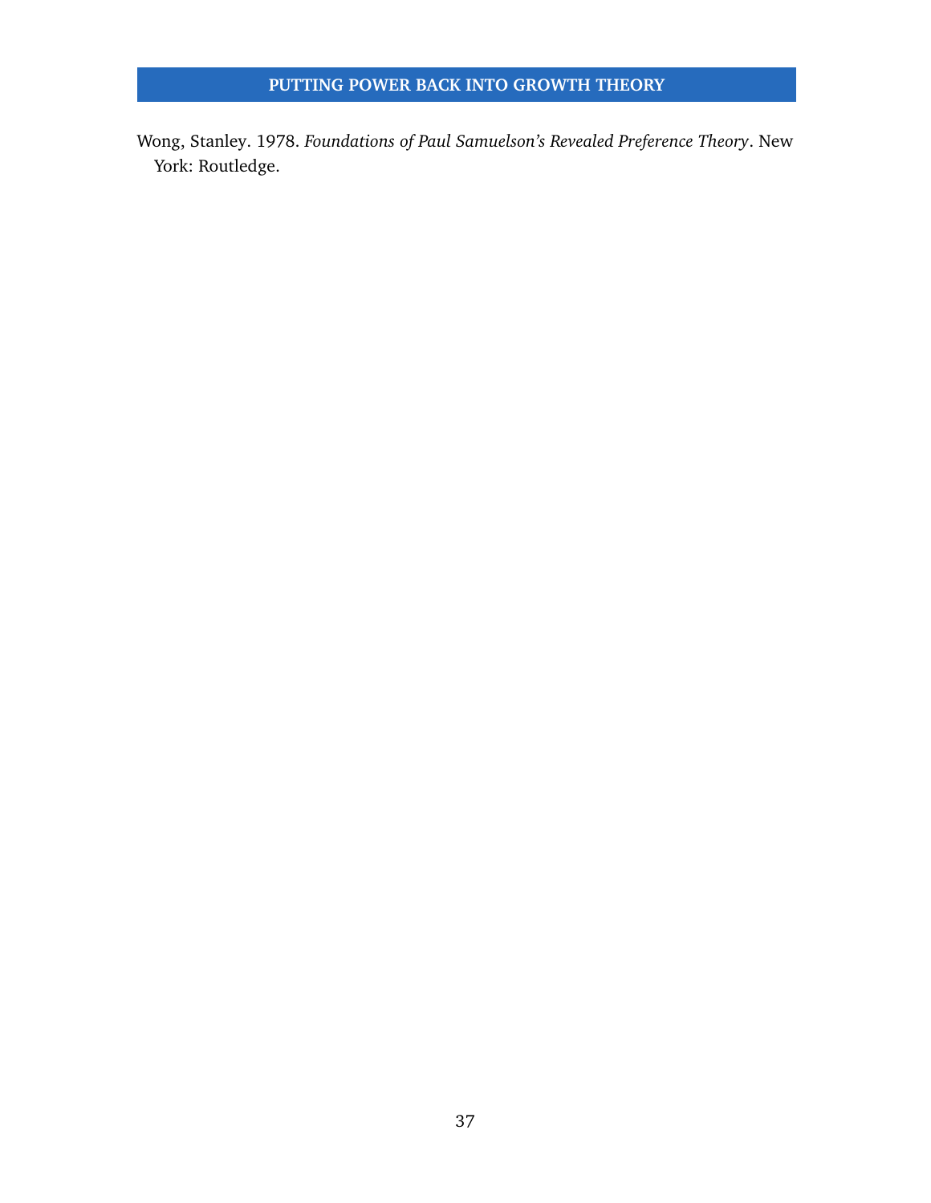Wong, Stanley. 1978. *Foundations of Paul Samuelson's Revealed Preference Theory*. New York: Routledge.